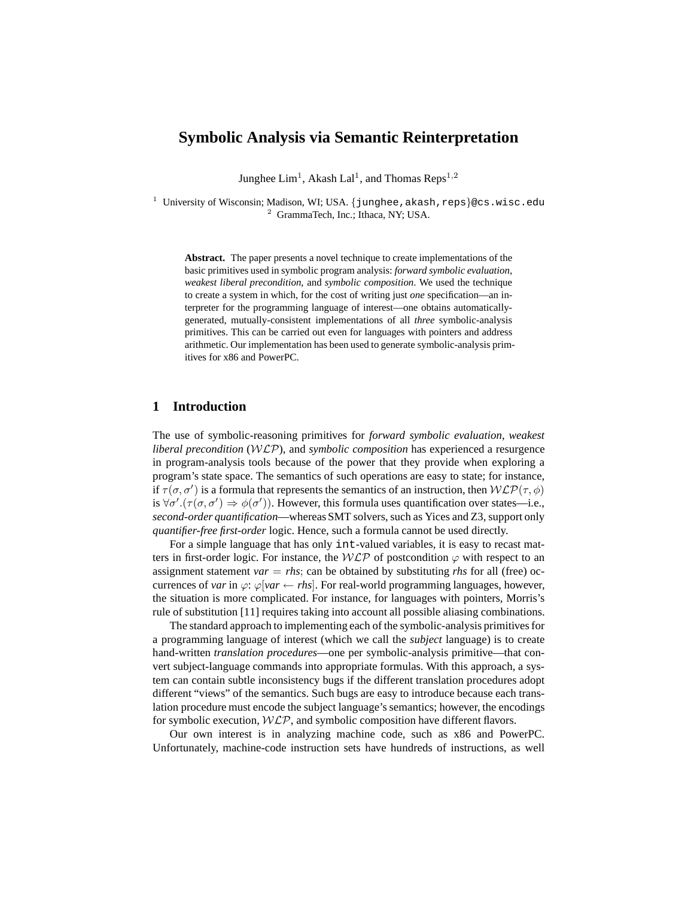# Symbolic Analysis via Semantic Reinterpretation

Junghee Lim[1], Akash Lal[1], and Thomas Reps[1,2]

[1] University of Wisconsin; Madison, WI; USA. {junghee,akash,reps}@cs.wisc.edu
[2] GrammaTech, Inc.; Ithaca, NY; USA.

**Abstract.** The paper presents a novel technique to create implementations of the basic primitives used in symbolic program analysis: *forward symbolic evaluation*, *weakest liberal precondition*, and *symbolic composition*. We used the technique to create a system in which, for the cost of writing just *one* specification—an interpreter for the programming language of interest—one obtains automatically-generated, mutually-consistent implementations of all *three* symbolic-analysis primitives. This can be carried out even for languages with pointers and address arithmetic. Our implementation has been used to generate symbolic-analysis primitives for x86 and PowerPC.

## 1 Introduction

The use of symbolic-reasoning primitives for *forward symbolic evaluation*, *weakest liberal precondition* ($\mathcal{WLP}$), and *symbolic composition* has experienced a resurgence in program-analysis tools because of the power that they provide when exploring a program's state space. The semantics of such operations are easy to state; for instance, if $\tau(\sigma, \sigma')$ is a formula that represents the semantics of an instruction, then $\mathcal{WLP}(\tau, \phi)$ is $\forall\sigma'.(\tau(\sigma, \sigma') \Rightarrow \phi(\sigma'))$. However, this formula uses quantification over states—i.e., *second-order quantification*—whereas SMT solvers, such as Yices and Z3, support only *quantifier-free first-order* logic. Hence, such a formula cannot be used directly.

For a simple language that has only int-valued variables, it is easy to recast matters in first-order logic. For instance, the $\mathcal{WLP}$ of postcondition $\varphi$ with respect to an assignment statement $var = rhs$; can be obtained by substituting *rhs* for all (free) occurrences of *var* in $\varphi$: $\varphi[var \leftarrow rhs]$. For real-world programming languages, however, the situation is more complicated. For instance, for languages with pointers, Morris's rule of substitution [11] requires taking into account all possible aliasing combinations.

The standard approach to implementing each of the symbolic-analysis primitives for a programming language of interest (which we call the *subject* language) is to create hand-written *translation procedures*—one per symbolic-analysis primitive—that convert subject-language commands into appropriate formulas. With this approach, a system can contain subtle inconsistency bugs if the different translation procedures adopt different "views" of the semantics. Such bugs are easy to introduce because each translation procedure must encode the subject language's semantics; however, the encodings for symbolic execution, $\mathcal{WLP}$, and symbolic composition have different flavors.

Our own interest is in analyzing machine code, such as x86 and PowerPC. Unfortunately, machine-code instruction sets have hundreds of instructions, as well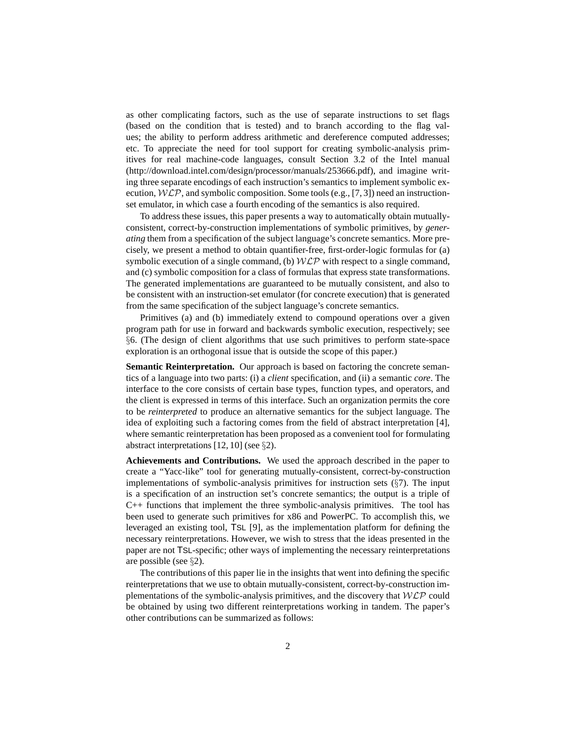as other complicating factors, such as the use of separate instructions to set flags (based on the condition that is tested) and to branch according to the flag values; the ability to perform address arithmetic and dereference computed addresses; etc. To appreciate the need for tool support for creating symbolic-analysis primitives for real machine-code languages, consult Section 3.2 of the Intel manual (http://download.intel.com/design/processor/manuals/253666.pdf), and imagine writing three separate encodings of each instruction's semantics to implement symbolic execution, $\mathcal{WLP}$, and symbolic composition. Some tools (e.g., [7, 3]) need an instruction-set emulator, in which case a fourth encoding of the semantics is also required.

To address these issues, this paper presents a way to automatically obtain mutually-consistent, correct-by-construction implementations of symbolic primitives, by *generating* them from a specification of the subject language's concrete semantics. More precisely, we present a method to obtain quantifier-free, first-order-logic formulas for (a) symbolic execution of a single command, (b) $\mathcal{WLP}$ with respect to a single command, and (c) symbolic composition for a class of formulas that express state transformations. The generated implementations are guaranteed to be mutually consistent, and also to be consistent with an instruction-set emulator (for concrete execution) that is generated from the same specification of the subject language's concrete semantics.

Primitives (a) and (b) immediately extend to compound operations over a given program path for use in forward and backwards symbolic execution, respectively; see §6. (The design of client algorithms that use such primitives to perform state-space exploration is an orthogonal issue that is outside the scope of this paper.)

**Semantic Reinterpretation.** Our approach is based on factoring the concrete semantics of a language into two parts: (i) a *client* specification, and (ii) a semantic *core*. The interface to the core consists of certain base types, function types, and operators, and the client is expressed in terms of this interface. Such an organization permits the core to be *reinterpreted* to produce an alternative semantics for the subject language. The idea of exploiting such a factoring comes from the field of abstract interpretation [4], where semantic reinterpretation has been proposed as a convenient tool for formulating abstract interpretations [12, 10] (see §2).

**Achievements and Contributions.** We used the approach described in the paper to create a "Yacc-like" tool for generating mutually-consistent, correct-by-construction implementations of symbolic-analysis primitives for instruction sets (§7). The input is a specification of an instruction set's concrete semantics; the output is a triple of C++ functions that implement the three symbolic-analysis primitives. The tool has been used to generate such primitives for x86 and PowerPC. To accomplish this, we leveraged an existing tool, TSL [9], as the implementation platform for defining the necessary reinterpretations. However, we wish to stress that the ideas presented in the paper are not TSL-specific; other ways of implementing the necessary reinterpretations are possible (see §2).

The contributions of this paper lie in the insights that went into defining the specific reinterpretations that we use to obtain mutually-consistent, correct-by-construction implementations of the symbolic-analysis primitives, and the discovery that $\mathcal{WLP}$ could be obtained by using two different reinterpretations working in tandem. The paper's other contributions can be summarized as follows: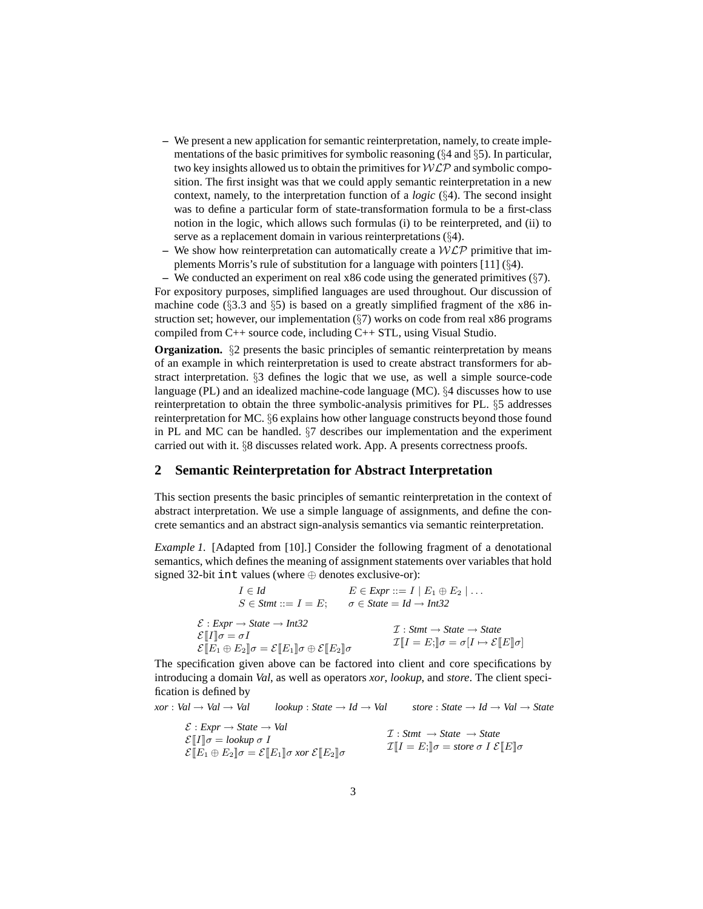- We present a new application for semantic reinterpretation, namely, to create implementations of the basic primitives for symbolic reasoning (§4 and §5). In particular, two key insights allowed us to obtain the primitives for $\mathcal{WLP}$ and symbolic composition. The first insight was that we could apply semantic reinterpretation in a new context, namely, to the interpretation function of a *logic* (§4). The second insight was to define a particular form of state-transformation formula to be a first-class notion in the logic, which allows such formulas (i) to be reinterpreted, and (ii) to serve as a replacement domain in various reinterpretations (§4).
- We show how reinterpretation can automatically create a $\mathcal{WLP}$ primitive that implements Morris's rule of substitution for a language with pointers [11] (§4).
- We conducted an experiment on real x86 code using the generated primitives (§7).

For expository purposes, simplified languages are used throughout. Our discussion of machine code (§3.3 and §5) is based on a greatly simplified fragment of the x86 instruction set; however, our implementation (§7) works on code from real x86 programs compiled from C++ source code, including C++ STL, using Visual Studio.

**Organization.** §2 presents the basic principles of semantic reinterpretation by means of an example in which reinterpretation is used to create abstract transformers for abstract interpretation. §3 defines the logic that we use, as well a simple source-code language (PL) and an idealized machine-code language (MC). §4 discusses how to use reinterpretation to obtain the three symbolic-analysis primitives for PL. §5 addresses reinterpretation for MC. §6 explains how other language constructs beyond those found in PL and MC can be handled. §7 describes our implementation and the experiment carried out with it. §8 discusses related work. App. A presents correctness proofs.

## 2 Semantic Reinterpretation for Abstract Interpretation

This section presents the basic principles of semantic reinterpretation in the context of abstract interpretation. We use a simple language of assignments, and define the concrete semantics and an abstract sign-analysis semantics via semantic reinterpretation.

*Example 1.* [Adapted from [10].] Consider the following fragment of a denotational semantics, which defines the meaning of assignment statements over variables that hold signed 32-bit `int` values (where $\oplus$ denotes exclusive-or):

$$I \in \mathit{Id} \qquad E \in \mathit{Expr} ::= I \mid E_1 \oplus E_2 \mid \ldots$$
$$S \in \mathit{Stmt} ::= I = E; \qquad \sigma \in \mathit{State} = \mathit{Id} \to \mathit{Int32}$$

$$\begin{array}{ll} \mathcal{E} : \mathit{Expr} \to \mathit{State} \to \mathit{Int32} & \\ \mathcal{E}[\![I]\!]\sigma = \sigma I & \mathcal{I} : \mathit{Stmt} \to \mathit{State} \to \mathit{State} \\ \mathcal{E}[\![E_1 \oplus E_2]\!]\sigma = \mathcal{E}[\![E_1]\!]\sigma \oplus \mathcal{E}[\![E_2]\!]\sigma & \mathcal{I}[\![I = E;]\!]\sigma = \sigma[I \mapsto \mathcal{E}[\![E]\!]\sigma] \end{array}$$

The specification given above can be factored into client and core specifications by introducing a domain *Val*, as well as operators *xor*, *lookup*, and *store*. The client specification is defined by

$$\mathit{xor} : \mathit{Val} \to \mathit{Val} \to \mathit{Val} \qquad \mathit{lookup} : \mathit{State} \to \mathit{Id} \to \mathit{Val} \qquad \mathit{store} : \mathit{State} \to \mathit{Id} \to \mathit{Val} \to \mathit{State}$$

$$\begin{array}{ll} \mathcal{E} : \mathit{Expr} \to \mathit{State} \to \mathit{Val} & \\ \mathcal{E}[\![I]\!]\sigma = \mathit{lookup}\ \sigma\ I & \mathcal{I} : \mathit{Stmt} \to \mathit{State} \to \mathit{State} \\ \mathcal{E}[\![E_1 \oplus E_2]\!]\sigma = \mathcal{E}[\![E_1]\!]\sigma\ \mathit{xor}\ \mathcal{E}[\![E_2]\!]\sigma & \mathcal{I}[\![I = E;]\!]\sigma = \mathit{store}\ \sigma\ I\ \mathcal{E}[\![E]\!]\sigma \end{array}$$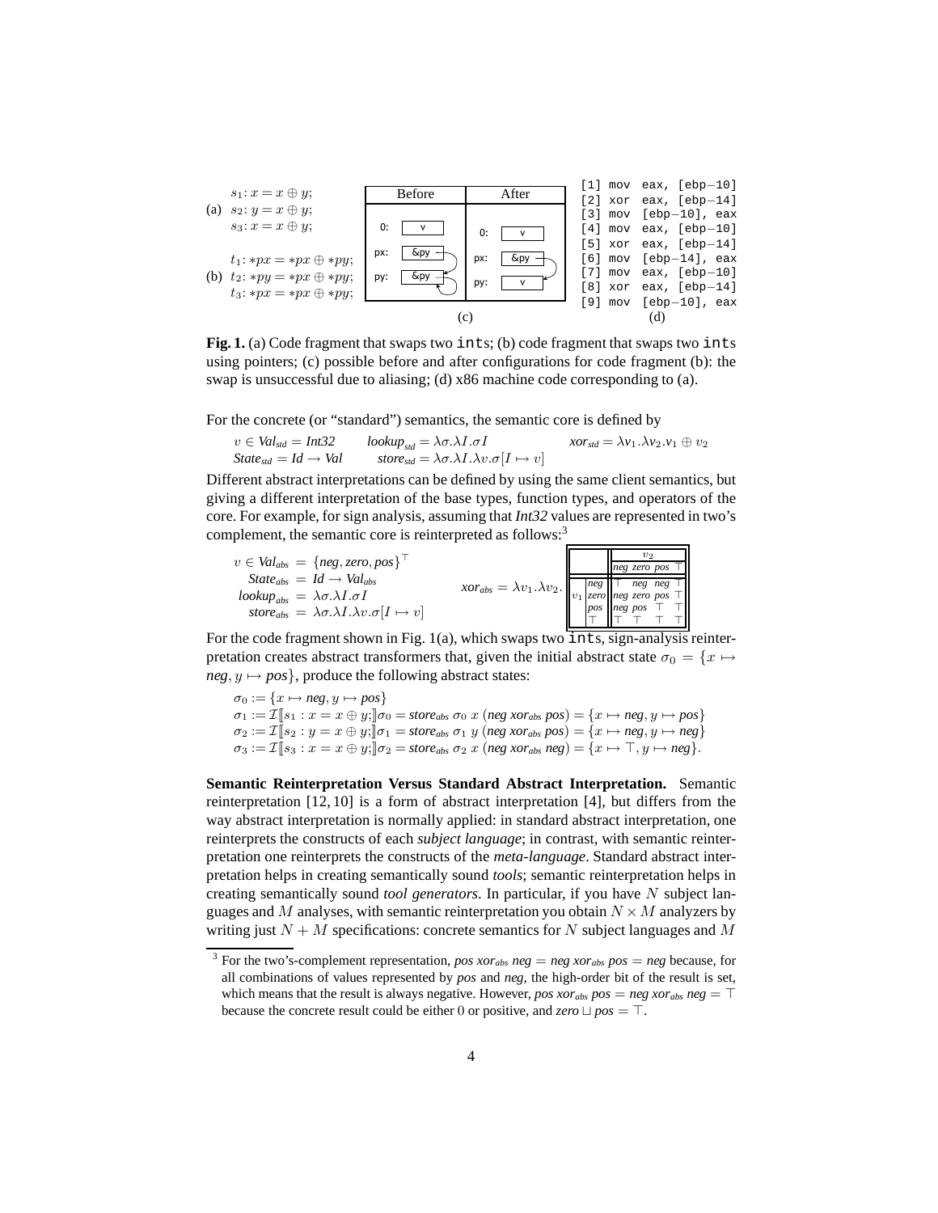(a) $s_1 \colon x = x \oplus y;$
$s_2 \colon y = x \oplus y;$
$s_3 \colon x = x \oplus y;$

(b) $t_1 \colon *px = *px \oplus *py;$
$t_2 \colon *py = *px \oplus *py;$
$t_3 \colon *px = *px \oplus *py;$

(c)

| Before | | After | |
|---|---|---|---|
| 0: | v | 0: | v |
| px: | &py | px: | &py |
| py: | &py | py: | v |

(d)

```
[1] mov  eax, [ebp−10]
[2] xor  eax, [ebp−14]
[3] mov  [ebp−10], eax
[4] mov  eax, [ebp−10]
[5] xor  eax, [ebp−14]
[6] mov  [ebp−14], eax
[7] mov  eax, [ebp−10]
[8] xor  eax, [ebp−14]
[9] mov  [ebp−10], eax
```

**Fig. 1.** (a) Code fragment that swaps two `int`s; (b) code fragment that swaps two `int`s using pointers; (c) possible before and after configurations for code fragment (b): the swap is unsuccessful due to aliasing; (d) x86 machine code corresponding to (a).

For the concrete (or "standard") semantics, the semantic core is defined by

$$v \in \mathit{Val}_{std} = \mathit{Int32} \qquad \mathit{lookup}_{std} = \lambda\sigma.\lambda I.\sigma I \qquad \mathit{xor}_{std} = \lambda v_1.\lambda v_2.v_1 \oplus v_2$$
$$\mathit{State}_{std} = \mathit{Id} \rightarrow \mathit{Val} \qquad \mathit{store}_{std} = \lambda\sigma.\lambda I.\lambda v.\sigma[I \mapsto v]$$

Different abstract interpretations can be defined by using the same client semantics, but giving a different interpretation of the base types, function types, and operators of the core. For example, for sign analysis, assuming that *Int32* values are represented in two's complement, the semantic core is reinterpreted as follows:[3]

$$v \in \mathit{Val}_{abs} = \{\mathit{neg}, \mathit{zero}, \mathit{pos}\}^{\top}$$
$$\mathit{State}_{abs} = \mathit{Id} \rightarrow \mathit{Val}_{abs}$$
$$\mathit{lookup}_{abs} = \lambda\sigma.\lambda I.\sigma I$$
$$\mathit{store}_{abs} = \lambda\sigma.\lambda I.\lambda v.\sigma[I \mapsto v]$$

$\mathit{xor}_{abs} = \lambda v_1.\lambda v_2.$

| $v_1$ \ $v_2$ | *neg* | *zero* | *pos* | $\top$ |
|---|---|---|---|---|
| *neg* | $\top$ | *neg* | *neg* | $\top$ |
| *zero* | *neg* | *zero* | *pos* | $\top$ |
| *pos* | *neg* | *pos* | $\top$ | $\top$ |
| $\top$ | $\top$ | $\top$ | $\top$ | $\top$ |

For the code fragment shown in Fig. 1(a), which swaps two `int`s, sign-analysis reinterpretation creates abstract transformers that, given the initial abstract state $\sigma_0 = \{x \mapsto \mathit{neg}, y \mapsto \mathit{pos}\}$, produce the following abstract states:

$$\sigma_0 := \{x \mapsto \mathit{neg}, y \mapsto \mathit{pos}\}$$
$$\sigma_1 := \mathcal{I}[\![s_1 : x = x \oplus y;]\!]\sigma_0 = \mathit{store}_{abs}\ \sigma_0\ x\ (\mathit{neg}\ \mathit{xor}_{abs}\ \mathit{pos}) = \{x \mapsto \mathit{neg}, y \mapsto \mathit{pos}\}$$
$$\sigma_2 := \mathcal{I}[\![s_2 : y = x \oplus y;]\!]\sigma_1 = \mathit{store}_{abs}\ \sigma_1\ y\ (\mathit{neg}\ \mathit{xor}_{abs}\ \mathit{pos}) = \{x \mapsto \mathit{neg}, y \mapsto \mathit{neg}\}$$
$$\sigma_3 := \mathcal{I}[\![s_3 : x = x \oplus y;]\!]\sigma_2 = \mathit{store}_{abs}\ \sigma_2\ x\ (\mathit{neg}\ \mathit{xor}_{abs}\ \mathit{neg}) = \{x \mapsto \top, y \mapsto \mathit{neg}\}.$$

**Semantic Reinterpretation Versus Standard Abstract Interpretation.** Semantic reinterpretation [12, 10] is a form of abstract interpretation [4], but differs from the way abstract interpretation is normally applied: in standard abstract interpretation, one reinterprets the constructs of each *subject language*; in contrast, with semantic reinterpretation one reinterprets the constructs of the *meta-language*. Standard abstract interpretation helps in creating semantically sound *tools*; semantic reinterpretation helps in creating semantically sound *tool generators*. In particular, if you have $N$ subject languages and $M$ analyses, with semantic reinterpretation you obtain $N \times M$ analyzers by writing just $N + M$ specifications: concrete semantics for $N$ subject languages and $M$

[3] For the two's-complement representation, $\mathit{pos}\ \mathit{xor}_{abs}\ \mathit{neg} = \mathit{neg}\ \mathit{xor}_{abs}\ \mathit{pos} = \mathit{neg}$ because, for all combinations of values represented by *pos* and *neg*, the high-order bit of the result is set, which means that the result is always negative. However, $\mathit{pos}\ \mathit{xor}_{abs}\ \mathit{pos} = \mathit{neg}\ \mathit{xor}_{abs}\ \mathit{neg} = \top$ because the concrete result could be either 0 or positive, and $\mathit{zero} \sqcup \mathit{pos} = \top$.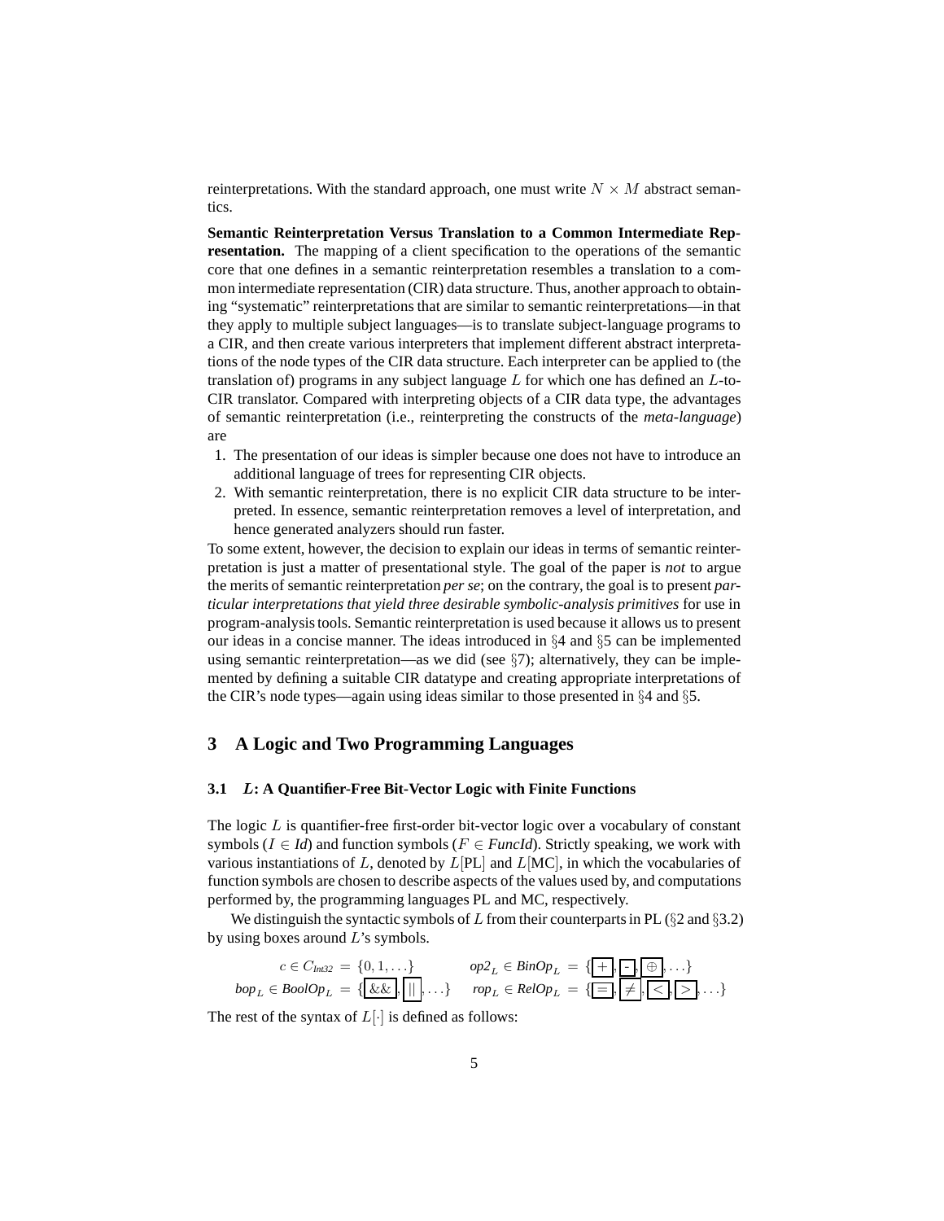reinterpretations. With the standard approach, one must write $N \times M$ abstract semantics.

**Semantic Reinterpretation Versus Translation to a Common Intermediate Representation.** The mapping of a client specification to the operations of the semantic core that one defines in a semantic reinterpretation resembles a translation to a common intermediate representation (CIR) data structure. Thus, another approach to obtaining "systematic" reinterpretations that are similar to semantic reinterpretations—in that they apply to multiple subject languages—is to translate subject-language programs to a CIR, and then create various interpreters that implement different abstract interpretations of the node types of the CIR data structure. Each interpreter can be applied to (the translation of) programs in any subject language $L$ for which one has defined an $L$-to-CIR translator. Compared with interpreting objects of a CIR data type, the advantages of semantic reinterpretation (i.e., reinterpreting the constructs of the *meta-language*) are

1. The presentation of our ideas is simpler because one does not have to introduce an additional language of trees for representing CIR objects.
2. With semantic reinterpretation, there is no explicit CIR data structure to be interpreted. In essence, semantic reinterpretation removes a level of interpretation, and hence generated analyzers should run faster.

To some extent, however, the decision to explain our ideas in terms of semantic reinterpretation is just a matter of presentational style. The goal of the paper is *not* to argue the merits of semantic reinterpretation *per se*; on the contrary, the goal is to present *particular interpretations that yield three desirable symbolic-analysis primitives* for use in program-analysis tools. Semantic reinterpretation is used because it allows us to present our ideas in a concise manner. The ideas introduced in §4 and §5 can be implemented using semantic reinterpretation—as we did (see §7); alternatively, they can be implemented by defining a suitable CIR datatype and creating appropriate interpretations of the CIR's node types—again using ideas similar to those presented in §4 and §5.

## 3 A Logic and Two Programming Languages

### 3.1 $L$: A Quantifier-Free Bit-Vector Logic with Finite Functions

The logic $L$ is quantifier-free first-order bit-vector logic over a vocabulary of constant symbols ($I \in \mathit{Id}$) and function symbols ($F \in \mathit{FuncId}$). Strictly speaking, we work with various instantiations of $L$, denoted by $L[\text{PL}]$ and $L[\text{MC}]$, in which the vocabularies of function symbols are chosen to describe aspects of the values used by, and computations performed by, the programming languages PL and MC, respectively.

We distinguish the syntactic symbols of $L$ from their counterparts in PL (§2 and §3.2) by using boxes around $L$'s symbols.

$$c \in C_{\mathit{Int32}} = \{0, 1, \ldots\} \qquad \mathit{op2}_L \in \mathit{BinOp}_L = \{\boxed{+}, \boxed{-}, \boxed{\oplus}, \ldots\}$$

$$\mathit{bop}_L \in \mathit{BoolOp}_L = \{\boxed{\&\&}, \boxed{||}, \ldots\} \qquad \mathit{rop}_L \in \mathit{RelOp}_L = \{\boxed{=}, \boxed{\neq}, \boxed{<}, \boxed{>}, \ldots\}$$

The rest of the syntax of $L[\cdot]$ is defined as follows: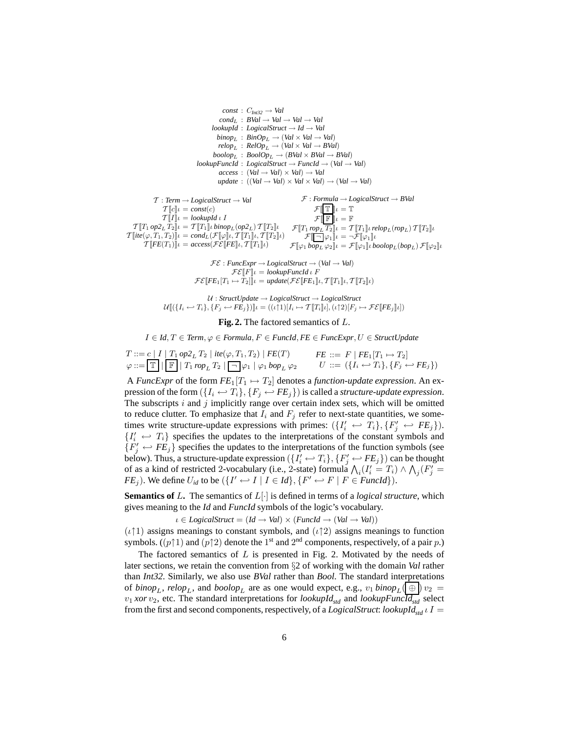$$
\begin{aligned}
\textit{const} &: C_{\textit{Int32}} \to \textit{Val} \\
\textit{cond}_L &: \textit{BVal} \to \textit{Val} \to \textit{Val} \to \textit{Val} \\
\textit{lookupId} &: \textit{LogicalStruct} \to \textit{Id} \to \textit{Val} \\
\textit{binop}_L &: \textit{BinOp}_L \to (\textit{Val} \times \textit{Val} \to \textit{Val}) \\
\textit{relop}_L &: \textit{RelOp}_L \to (\textit{Val} \times \textit{Val} \to \textit{BVal}) \\
\textit{boolop}_L &: \textit{BoolOp}_L \to (\textit{BVal} \times \textit{BVal} \to \textit{BVal}) \\
\textit{lookupFuncId} &: \textit{LogicalStruct} \to \textit{FuncId} \to (\textit{Val} \to \textit{Val}) \\
\textit{access} &: (\textit{Val} \to \textit{Val}) \times \textit{Val} \to \textit{Val} \\
\textit{update} &: ((\textit{Val} \to \textit{Val}) \times \textit{Val} \times \textit{Val}) \to (\textit{Val} \to \textit{Val})
\end{aligned}
$$

$$
\begin{aligned}
\mathcal{T} &: \textit{Term} \to \textit{LogicalStruct} \to \textit{Val} \\
\mathcal{T}[\![c]\!]\iota &= \textit{const}(c) \\
\mathcal{T}[\![I]\!]\iota &= \textit{lookupId}\ \iota\ I \\
\mathcal{T}[\![T_1\ \textit{op2}_L\ T_2]\!]\iota &= \mathcal{T}[\![T_1]\!]\iota\ \textit{binop}_L(\textit{op2}_L)\ \mathcal{T}[\![T_2]\!]\iota \\
\mathcal{T}[\![\textit{ite}(\varphi, T_1, T_2)]\!]\iota &= \textit{cond}_L(\mathcal{F}[\![\varphi]\!]\iota, \mathcal{T}[\![T_1]\!]\iota, \mathcal{T}[\![T_2]\!]\iota) \\
\mathcal{T}[\![\textit{FE}(T_1)]\!]\iota &= \textit{access}(\mathcal{FE}[\![\textit{FE}]\!]\iota, \mathcal{T}[\![T_1]\!]\iota)
\end{aligned}
$$

$$
\begin{aligned}
\mathcal{F} &: \textit{Formula} \to \textit{LogicalStruct} \to \textit{BVal} \\
\mathcal{F}[\![\boxed{\mathbb{T}}]\!]\iota &= \mathbb{T} \\
\mathcal{F}[\![\boxed{\mathbb{F}}]\!]\iota &= \mathbb{F} \\
\mathcal{F}[\![T_1\ \textit{rop}_L\ T_2]\!]\iota &= \mathcal{T}[\![T_1]\!]\iota\ \textit{relop}_L(\textit{rop}_L)\ \mathcal{T}[\![T_2]\!]\iota \\
\mathcal{F}[\![\boxed{\neg}\,\varphi_1]\!]\iota &= \neg\mathcal{F}[\![\varphi_1]\!]\iota \\
\mathcal{F}[\![\varphi_1\ \textit{bop}_L\ \varphi_2]\!]\iota &= \mathcal{F}[\![\varphi_1]\!]\iota\ \textit{boolop}_L(\textit{bop}_L)\ \mathcal{F}[\![\varphi_2]\!]\iota
\end{aligned}
$$

$$
\begin{aligned}
\mathcal{FE} &: \textit{FuncExpr} \to \textit{LogicalStruct} \to (\textit{Val} \to \textit{Val}) \\
\mathcal{FE}[\![F]\!]\iota &= \textit{lookupFuncId}\ \iota\ F \\
\mathcal{FE}[\![\textit{FE}_1[T_1 \mapsto T_2]]\!]\iota &= \textit{update}(\mathcal{FE}[\![\textit{FE}_1]\!]\iota, \mathcal{T}[\![T_1]\!]\iota, \mathcal{T}[\![T_2]\!]\iota)
\end{aligned}
$$

$$
\begin{aligned}
\mathcal{U} &: \textit{StructUpdate} \to \textit{LogicalStruct} \to \textit{LogicalStruct} \\
\mathcal{U}[\![(\{I_i \hookleftarrow T_i\}, \{F_j \hookleftarrow \textit{FE}_j\})]\!]\iota &= ((\iota\!\uparrow\!1)[I_i \mapsto \mathcal{T}[\![T_i]\!]\iota], (\iota\!\uparrow\!2)[F_j \mapsto \mathcal{FE}[\![\textit{FE}_j]\!]\iota])
\end{aligned}
$$

**Fig. 2.** The factored semantics of $L$.

$$I \in \textit{Id}, T \in \textit{Term}, \varphi \in \textit{Formula}, F \in \textit{FuncId}, \textit{FE} \in \textit{FuncExpr}, U \in \textit{StructUpdate}$$

$$
\begin{aligned}
T &::= c \mid I \mid T_1\ \textit{op2}_L\ T_2 \mid \textit{ite}(\varphi, T_1, T_2) \mid \textit{FE}(T) & \textit{FE} &::= F \mid \textit{FE}_1[T_1 \mapsto T_2] \\
\varphi &::= \boxed{\mathbb{T}} \mid \boxed{\mathbb{F}} \mid T_1\ \textit{rop}_L\ T_2 \mid \boxed{\neg}\,\varphi_1 \mid \varphi_1\ \textit{bop}_L\ \varphi_2 & U &::= (\{I_i \hookleftarrow T_i\}, \{F_j \hookleftarrow \textit{FE}_j\})
\end{aligned}
$$

A *FuncExpr* of the form $\textit{FE}_1[T_1 \mapsto T_2]$ denotes a *function-update expression*. An expression of the form $(\{I_i \hookleftarrow T_i\}, \{F_j \hookleftarrow \textit{FE}_j\})$ is called a *structure-update expression*. The subscripts $i$ and $j$ implicitly range over certain index sets, which will be omitted to reduce clutter. To emphasize that $I_i$ and $F_j$ refer to next-state quantities, we sometimes write structure-update expressions with primes: $(\{I'_i \hookleftarrow T_i\}, \{F'_j \hookleftarrow \textit{FE}_j\})$. $\{I'_i \hookleftarrow T_i\}$ specifies the updates to the interpretations of the constant symbols and $\{F'_j \hookleftarrow \textit{FE}_j\}$ specifies the updates to the interpretations of the function symbols (see below). Thus, a structure-update expression $(\{I'_i \hookleftarrow T_i\}, \{F'_j \hookleftarrow \textit{FE}_j\})$ can be thought of as a kind of restricted 2-vocabulary (i.e., 2-state) formula $\bigwedge_i (I'_i = T_i) \wedge \bigwedge_j (F'_j = \textit{FE}_j)$. We define $U_{id}$ to be $(\{I' \hookleftarrow I \mid I \in \textit{Id}\}, \{F' \hookleftarrow F \mid F \in \textit{FuncId}\})$.

**Semantics of $L$.** The semantics of $L[\cdot]$ is defined in terms of a *logical structure*, which gives meaning to the *Id* and *FuncId* symbols of the logic's vocabulary.

$$\iota \in \textit{LogicalStruct} = (\textit{Id} \to \textit{Val}) \times (\textit{FuncId} \to (\textit{Val} \to \textit{Val}))$$

$(\iota\!\uparrow\!1)$ assigns meanings to constant symbols, and $(\iota\!\uparrow\!2)$ assigns meanings to function symbols. ($(p\!\uparrow\!1)$ and $(p\!\uparrow\!2)$ denote the 1st and 2nd components, respectively, of a pair $p$.)

The factored semantics of $L$ is presented in Fig. 2. Motivated by the needs of later sections, we retain the convention from §2 of working with the domain *Val* rather than *Int32*. Similarly, we also use *BVal* rather than *Bool*. The standard interpretations of $\textit{binop}_L$, $\textit{relop}_L$, and $\textit{boolop}_L$ are as one would expect, e.g., $v_1\ \textit{binop}_L(\boxed{\oplus})\ v_2 = v_1\ \textit{xor}\ v_2$, etc. The standard interpretations for $\textit{lookupId}_{\textit{std}}$ and $\textit{lookupFuncId}_{\textit{std}}$ select from the first and second components, respectively, of a *LogicalStruct*: $\textit{lookupId}_{\textit{std}}\ \iota\ I =$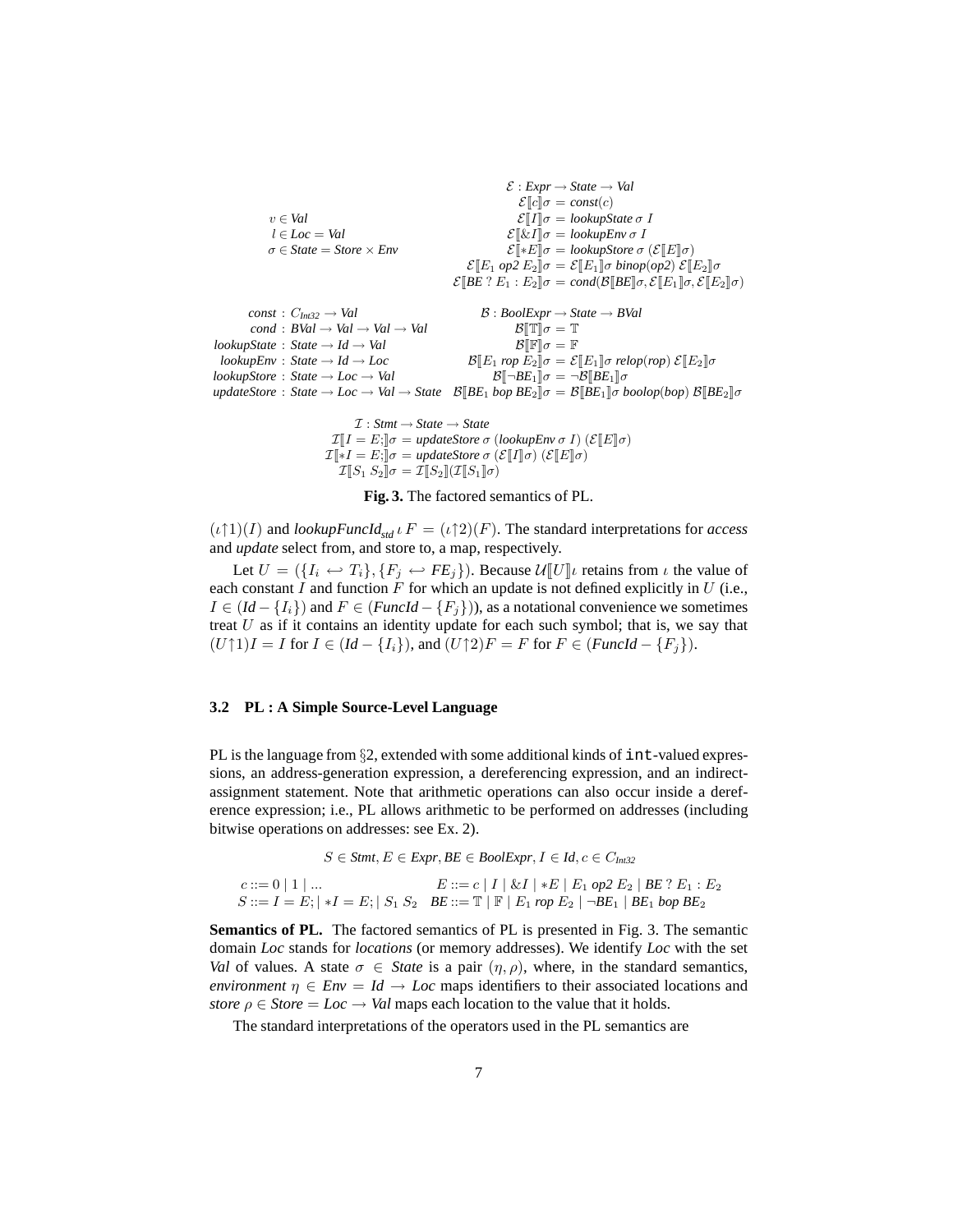$$
\begin{array}{ll}
v \in \mathit{Val} & \mathcal{E} : \mathit{Expr} \to \mathit{State} \to \mathit{Val} \\
l \in \mathit{Loc} = \mathit{Val} & \mathcal{E}[\![c]\!]\sigma = \mathit{const}(c) \\
\sigma \in \mathit{State} = \mathit{Store} \times \mathit{Env} & \mathcal{E}[\![I]\!]\sigma = \mathit{lookupState}\ \sigma\ I \\
& \mathcal{E}[\![\&I]\!]\sigma = \mathit{lookupEnv}\ \sigma\ I \\
& \mathcal{E}[\![*E]\!]\sigma = \mathit{lookupStore}\ \sigma\ (\mathcal{E}[\![E]\!]\sigma) \\
& \mathcal{E}[\![E_1\ \mathit{op2}\ E_2]\!]\sigma = \mathcal{E}[\![E_1]\!]\sigma\ \mathit{binop}(\mathit{op2})\ \mathcal{E}[\![E_2]\!]\sigma \\
& \mathcal{E}[\![\mathit{BE}\ ?\ E_1 : E_2]\!]\sigma = \mathit{cond}(\mathcal{B}[\![\mathit{BE}]\!]\sigma, \mathcal{E}[\![E_1]\!]\sigma, \mathcal{E}[\![E_2]\!]\sigma)
\end{array}
$$

$$
\begin{array}{ll}
\mathit{const} : C_{\mathit{Int32}} \to \mathit{Val} & \mathcal{B} : \mathit{BoolExpr} \to \mathit{State} \to \mathit{BVal} \\
\mathit{cond} : \mathit{BVal} \to \mathit{Val} \to \mathit{Val} \to \mathit{Val} & \mathcal{B}[\![\mathbb{T}]\!]\sigma = \mathbb{T} \\
\mathit{lookupState} : \mathit{State} \to \mathit{Id} \to \mathit{Val} & \mathcal{B}[\![\mathbb{F}]\!]\sigma = \mathbb{F} \\
\mathit{lookupEnv} : \mathit{State} \to \mathit{Id} \to \mathit{Loc} & \mathcal{B}[\![E_1\ \mathit{rop}\ E_2]\!]\sigma = \mathcal{E}[\![E_1]\!]\sigma\ \mathit{relop}(\mathit{rop})\ \mathcal{E}[\![E_2]\!]\sigma \\
\mathit{lookupStore} : \mathit{State} \to \mathit{Loc} \to \mathit{Val} & \mathcal{B}[\![\neg \mathit{BE}_1]\!]\sigma = \neg \mathcal{B}[\![\mathit{BE}_1]\!]\sigma \\
\mathit{updateStore} : \mathit{State} \to \mathit{Loc} \to \mathit{Val} \to \mathit{State} & \mathcal{B}[\![\mathit{BE}_1\ \mathit{bop}\ \mathit{BE}_2]\!]\sigma = \mathcal{B}[\![\mathit{BE}_1]\!]\sigma\ \mathit{boolop}(\mathit{bop})\ \mathcal{B}[\![\mathit{BE}_2]\!]\sigma
\end{array}
$$

$$
\begin{array}{l}
\mathcal{I} : \mathit{Stmt} \to \mathit{State} \to \mathit{State} \\
\mathcal{I}[\![I = E;]\!]\sigma = \mathit{updateStore}\ \sigma\ (\mathit{lookupEnv}\ \sigma\ I)\ (\mathcal{E}[\![E]\!]\sigma) \\
\mathcal{I}[\![*I = E;]\!]\sigma = \mathit{updateStore}\ \sigma\ (\mathcal{E}[\![I]\!]\sigma)\ (\mathcal{E}[\![E]\!]\sigma) \\
\mathcal{I}[\![S_1\ S_2]\!]\sigma = \mathcal{I}[\![S_2]\!](\mathcal{I}[\![S_1]\!]\sigma)
\end{array}
$$

**Fig. 3.** The factored semantics of PL.

$(\iota{\uparrow}1)(I)$ and $\mathit{lookupFuncId}_{\mathit{std}}\ \iota\ F = (\iota{\uparrow}2)(F)$. The standard interpretations for *access* and *update* select from, and store to, a map, respectively.

Let $U = (\{I_i \hookleftarrow T_i\}, \{F_j \hookleftarrow FE_j\})$. Because $\mathcal{U}[\![U]\!]\iota$ retains from $\iota$ the value of each constant $I$ and function $F$ for which an update is not defined explicitly in $U$ (i.e., $I \in (\mathit{Id} - \{I_i\})$ and $F \in (\mathit{FuncId} - \{F_j\})$), as a notational convenience we sometimes treat $U$ as if it contains an identity update for each such symbol; that is, we say that $(U{\uparrow}1)I = I$ for $I \in (\mathit{Id} - \{I_i\})$, and $(U{\uparrow}2)F = F$ for $F \in (\mathit{FuncId} - \{F_j\})$.

### 3.2 PL : A Simple Source-Level Language

PL is the language from §2, extended with some additional kinds of `int`-valued expressions, an address-generation expression, a dereferencing expression, and an indirect-assignment statement. Note that arithmetic operations can also occur inside a dereference expression; i.e., PL allows arithmetic to be performed on addresses (including bitwise operations on addresses: see Ex. 2).

$$S \in \mathit{Stmt}, E \in \mathit{Expr}, \mathit{BE} \in \mathit{BoolExpr}, I \in \mathit{Id}, c \in C_{\mathit{Int32}}$$

$$
\begin{array}{ll}
c ::= 0 \mid 1 \mid \ldots & E ::= c \mid I \mid \&I \mid *E \mid E_1\ \mathit{op2}\ E_2 \mid \mathit{BE}\ ?\ E_1 : E_2 \\
S ::= I = E; \mid *I = E; \mid S_1\ S_2 & \mathit{BE} ::= \mathbb{T} \mid \mathbb{F} \mid E_1\ \mathit{rop}\ E_2 \mid \neg \mathit{BE}_1 \mid \mathit{BE}_1\ \mathit{bop}\ \mathit{BE}_2
\end{array}
$$

**Semantics of PL.** The factored semantics of PL is presented in Fig. 3. The semantic domain *Loc* stands for *locations* (or memory addresses). We identify *Loc* with the set *Val* of values. A state $\sigma \in \mathit{State}$ is a pair $(\eta, \rho)$, where, in the standard semantics, *environment* $\eta \in \mathit{Env} = \mathit{Id} \to \mathit{Loc}$ maps identifiers to their associated locations and *store* $\rho \in \mathit{Store} = \mathit{Loc} \to \mathit{Val}$ maps each location to the value that it holds.

The standard interpretations of the operators used in the PL semantics are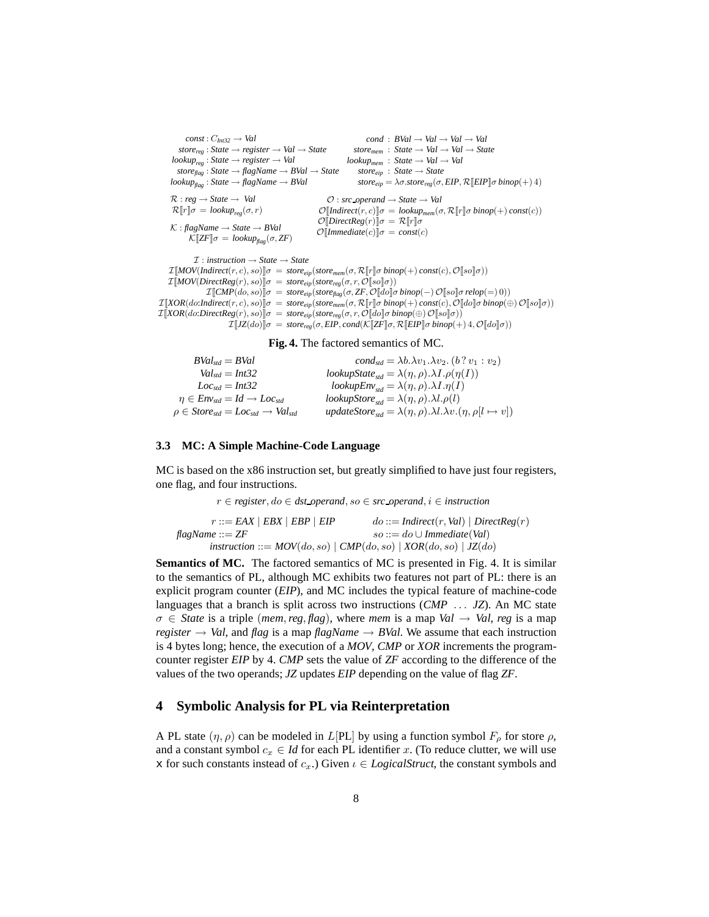$$
\begin{array}{ll}
\mathit{const} : C_{Int32} \rightarrow \mathit{Val} & \mathit{cond} : \mathit{BVal} \rightarrow \mathit{Val} \rightarrow \mathit{Val} \rightarrow \mathit{Val} \\
\mathit{store}_{reg} : \mathit{State} \rightarrow \mathit{register} \rightarrow \mathit{Val} \rightarrow \mathit{State} & \mathit{store}_{mem} : \mathit{State} \rightarrow \mathit{Val} \rightarrow \mathit{Val} \rightarrow \mathit{State} \\
\mathit{lookup}_{reg} : \mathit{State} \rightarrow \mathit{register} \rightarrow \mathit{Val} & \mathit{lookup}_{mem} : \mathit{State} \rightarrow \mathit{Val} \rightarrow \mathit{Val} \\
\mathit{store}_{flag} : \mathit{State} \rightarrow \mathit{flagName} \rightarrow \mathit{BVal} \rightarrow \mathit{State} & \mathit{store}_{eip} : \mathit{State} \rightarrow \mathit{State} \\
\mathit{lookup}_{flag} : \mathit{State} \rightarrow \mathit{flagName} \rightarrow \mathit{BVal} & \mathit{store}_{eip} = \lambda\sigma.\mathit{store}_{reg}(\sigma, \mathit{EIP}, \mathcal{R}[\![\mathit{EIP}]\!]\sigma \ \mathit{binop}(+)\ 4)
\end{array}
$$

$$
\begin{array}{ll}
\mathcal{R} : \mathit{reg} \rightarrow \mathit{State} \rightarrow \mathit{Val} & \mathcal{O} : \mathit{src\_operand} \rightarrow \mathit{State} \rightarrow \mathit{Val} \\
\mathcal{R}[\![r]\!]\sigma = \mathit{lookup}_{reg}(\sigma, r) & \mathcal{O}[\![\mathit{Indirect}(r,c)]\!]\sigma = \mathit{lookup}_{mem}(\sigma, \mathcal{R}[\![r]\!]\sigma \ \mathit{binop}(+)\ \mathit{const}(c)) \\
 & \mathcal{O}[\![\mathit{DirectReg}(r)]\!]\sigma = \mathcal{R}[\![r]\!]\sigma \\
\mathcal{K} : \mathit{flagName} \rightarrow \mathit{State} \rightarrow \mathit{BVal} & \mathcal{O}[\![\mathit{Immediate}(c)]\!]\sigma = \mathit{const}(c) \\
\mathcal{K}[\![\mathit{ZF}]\!]\sigma = \mathit{lookup}_{flag}(\sigma, \mathit{ZF}) &
\end{array}
$$

$$
\begin{array}{rcl}
\multicolumn{3}{l}{\mathcal{I} : \mathit{instruction} \rightarrow \mathit{State} \rightarrow \mathit{State}} \\
\mathcal{I}[\![\mathit{MOV}(\mathit{Indirect}(r,c), so)]\!]\sigma &=& \mathit{store}_{eip}(\mathit{store}_{mem}(\sigma, \mathcal{R}[\![r]\!]\sigma \ \mathit{binop}(+)\ \mathit{const}(c), \mathcal{O}[\![so]\!]\sigma)) \\
\mathcal{I}[\![\mathit{MOV}(\mathit{DirectReg}(r), so)]\!]\sigma &=& \mathit{store}_{eip}(\mathit{store}_{reg}(\sigma, r, \mathcal{O}[\![so]\!]\sigma)) \\
\mathcal{I}[\![\mathit{CMP}(do, so)]\!]\sigma &=& \mathit{store}_{eip}(\mathit{store}_{flag}(\sigma, \mathit{ZF}, \mathcal{O}[\![do]\!]\sigma \ \mathit{binop}(-)\ \mathcal{O}[\![so]\!]\sigma \ \mathit{relop}(=)\ 0)) \\
\mathcal{I}[\![\mathit{XOR}(do{:}\mathit{Indirect}(r,c), so)]\!]\sigma &=& \mathit{store}_{eip}(\mathit{store}_{mem}(\sigma, \mathcal{R}[\![r]\!]\sigma \ \mathit{binop}(+)\ \mathit{const}(c), \mathcal{O}[\![do]\!]\sigma \ \mathit{binop}(\oplus)\ \mathcal{O}[\![so]\!]\sigma)) \\
\mathcal{I}[\![\mathit{XOR}(do{:}\mathit{DirectReg}(r), so)]\!]\sigma &=& \mathit{store}_{eip}(\mathit{store}_{reg}(\sigma, r, \mathcal{O}[\![do]\!]\sigma \ \mathit{binop}(\oplus)\ \mathcal{O}[\![so]\!]\sigma)) \\
\mathcal{I}[\![\mathit{JZ}(do)]\!]\sigma &=& \mathit{store}_{reg}(\sigma, \mathit{EIP}, \mathit{cond}(\mathcal{K}[\![\mathit{ZF}]\!]\sigma, \mathcal{R}[\![\mathit{EIP}]\!]\sigma \ \mathit{binop}(+)\ 4, \mathcal{O}[\![do]\!]\sigma))
\end{array}
$$

**Fig. 4.** The factored semantics of MC.

$$
\begin{array}{ll}
\mathit{BVal}_{std} = \mathit{BVal} & \mathit{cond}_{std} = \lambda b.\lambda v_1.\lambda v_2.\,(b \,?\, v_1 : v_2) \\
\mathit{Val}_{std} = \mathit{Int32} & \mathit{lookupState}_{std} = \lambda(\eta,\rho).\lambda I.\rho(\eta(I)) \\
\mathit{Loc}_{std} = \mathit{Int32} & \mathit{lookupEnv}_{std} = \lambda(\eta,\rho).\lambda I.\eta(I) \\
\eta \in \mathit{Env}_{std} = \mathit{Id} \rightarrow \mathit{Loc}_{std} & \mathit{lookupStore}_{std} = \lambda(\eta,\rho).\lambda l.\rho(l) \\
\rho \in \mathit{Store}_{std} = \mathit{Loc}_{std} \rightarrow \mathit{Val}_{std} & \mathit{updateStore}_{std} = \lambda(\eta,\rho).\lambda l.\lambda v.(\eta, \rho[l \mapsto v])
\end{array}
$$

### 3.3 MC: A Simple Machine-Code Language

MC is based on the x86 instruction set, but greatly simplified to have just four registers, one flag, and four instructions.

$$r \in \mathit{register}, do \in \mathit{dst\_operand}, so \in \mathit{src\_operand}, i \in \mathit{instruction}$$

$$
\begin{array}{ll}
r ::= \mathit{EAX} \mid \mathit{EBX} \mid \mathit{EBP} \mid \mathit{EIP} & do ::= \mathit{Indirect}(r, \mathit{Val}) \mid \mathit{DirectReg}(r) \\
\mathit{flagName} ::= \mathit{ZF} & so ::= do \cup \mathit{Immediate}(\mathit{Val}) \\
\multicolumn{2}{c}{\mathit{instruction} ::= \mathit{MOV}(do, so) \mid \mathit{CMP}(do, so) \mid \mathit{XOR}(do, so) \mid \mathit{JZ}(do)}
\end{array}
$$

**Semantics of MC.** The factored semantics of MC is presented in Fig. 4. It is similar to the semantics of PL, although MC exhibits two features not part of PL: there is an explicit program counter (*EIP*), and MC includes the typical feature of machine-code languages that a branch is split across two instructions (*CMP* ... *JZ*). An MC state $\sigma \in \mathit{State}$ is a triple $(\mathit{mem}, \mathit{reg}, \mathit{flag})$, where *mem* is a map $\mathit{Val} \rightarrow \mathit{Val}$, *reg* is a map $\mathit{register} \rightarrow \mathit{Val}$, and *flag* is a map $\mathit{flagName} \rightarrow \mathit{BVal}$. We assume that each instruction is 4 bytes long; hence, the execution of a *MOV*, *CMP* or *XOR* increments the program-counter register *EIP* by 4. *CMP* sets the value of *ZF* according to the difference of the values of the two operands; *JZ* updates *EIP* depending on the value of flag *ZF*.

## 4 Symbolic Analysis for PL via Reinterpretation

A PL state $(\eta, \rho)$ can be modeled in $L[\mathrm{PL}]$ by using a function symbol $F_\rho$ for store $\rho$, and a constant symbol $c_x \in \mathit{Id}$ for each PL identifier $x$. (To reduce clutter, we will use $\mathsf{x}$ for such constants instead of $c_x$.) Given $\iota \in \mathit{LogicalStruct}$, the constant symbols and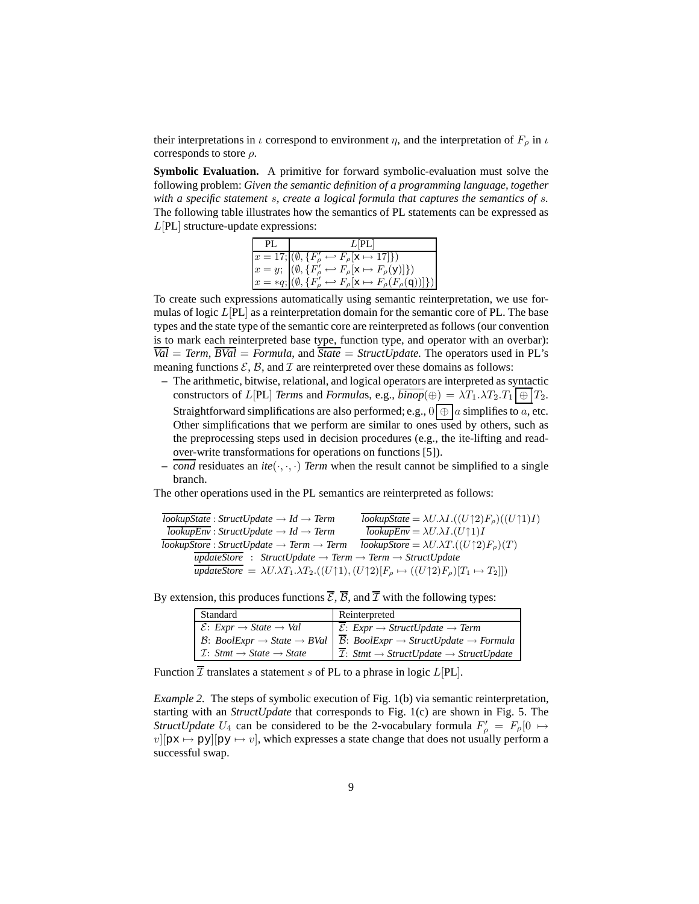their interpretations in $\iota$ correspond to environment $\eta$, and the interpretation of $F_\rho$ in $\iota$ corresponds to store $\rho$.

**Symbolic Evaluation.** A primitive for forward symbolic-evaluation must solve the following problem: *Given the semantic definition of a programming language, together with a specific statement $s$, create a logical formula that captures the semantics of $s$.* The following table illustrates how the semantics of PL statements can be expressed as $L[\text{PL}]$ structure-update expressions:

| PL | $L[\text{PL}]$ |
|---|---|
| $x = 17;$ | $(\emptyset, \{F'_\rho \hookleftarrow F_\rho[\mathsf{x} \mapsto 17]\})$ |
| $x = y;$ | $(\emptyset, \{F'_\rho \hookleftarrow F_\rho[\mathsf{x} \mapsto F_\rho(\mathsf{y})]\})$ |
| $x = *q;$ | $(\emptyset, \{F'_\rho \hookleftarrow F_\rho[\mathsf{x} \mapsto F_\rho(F_\rho(\mathsf{q}))]\})$ |

To create such expressions automatically using semantic reinterpretation, we use formulas of logic $L[\text{PL}]$ as a reinterpretation domain for the semantic core of PL. The base types and the state type of the semantic core are reinterpreted as follows (our convention is to mark each reinterpreted base type, function type, and operator with an overbar): $\overline{\mathit{Val}} = \mathit{Term}$, $\overline{\mathit{BVal}} = \mathit{Formula}$, and $\overline{\mathit{State}} = \mathit{StructUpdate}$. The operators used in PL's meaning functions $\mathcal{E}$, $\mathcal{B}$, and $\mathcal{I}$ are reinterpreted over these domains as follows:

- The arithmetic, bitwise, relational, and logical operators are interpreted as syntactic constructors of $L[\text{PL}]$ *Term*s and *Formula*s, e.g., $\overline{\mathit{binop}}(\oplus) = \lambda T_1.\lambda T_2.T_1 \boxed{\oplus} T_2$. Straightforward simplifications are also performed; e.g., $0 \boxed{\oplus} a$ simplifies to $a$, etc. Other simplifications that we perform are similar to ones used by others, such as the preprocessing steps used in decision procedures (e.g., the ite-lifting and read-over-write transformations for operations on functions [5]).
- $\overline{\mathit{cond}}$ residuates an $\mathit{ite}(\cdot,\cdot,\cdot)$ *Term* when the result cannot be simplified to a single branch.

The other operations used in the PL semantics are reinterpreted as follows:

$$\overline{\mathit{lookupState}} : \mathit{StructUpdate} \to \mathit{Id} \to \mathit{Term} \qquad \overline{\mathit{lookupState}} = \lambda U.\lambda I.((U{\uparrow}2)F_\rho)((U{\uparrow}1)I)$$
$$\overline{\mathit{lookupEnv}} : \mathit{StructUpdate} \to \mathit{Id} \to \mathit{Term} \qquad \overline{\mathit{lookupEnv}} = \lambda U.\lambda I.(U{\uparrow}1)I$$
$$\overline{\mathit{lookupStore}} : \mathit{StructUpdate} \to \mathit{Term} \to \mathit{Term} \qquad \overline{\mathit{lookupStore}} = \lambda U.\lambda T.((U{\uparrow}2)F_\rho)(T)$$
$$\overline{\mathit{updateStore}} \;:\; \mathit{StructUpdate} \to \mathit{Term} \to \mathit{Term} \to \mathit{StructUpdate}$$
$$\overline{\mathit{updateStore}} \;=\; \lambda U.\lambda T_1.\lambda T_2.((U{\uparrow}1),(U{\uparrow}2)[F_\rho \mapsto ((U{\uparrow}2)F_\rho)[T_1 \mapsto T_2]])$$

By extension, this produces functions $\overline{\mathcal{E}}$, $\overline{\mathcal{B}}$, and $\overline{\mathcal{I}}$ with the following types:

| Standard | Reinterpreted |
|---|---|
| $\mathcal{E}$: *Expr* $\to$ *State* $\to$ *Val* | $\overline{\mathcal{E}}$: *Expr* $\to$ *StructUpdate* $\to$ *Term* |
| $\mathcal{B}$: *BoolExpr* $\to$ *State* $\to$ *BVal* | $\overline{\mathcal{B}}$: *BoolExpr* $\to$ *StructUpdate* $\to$ *Formula* |
| $\mathcal{I}$: *Stmt* $\to$ *State* $\to$ *State* | $\overline{\mathcal{I}}$: *Stmt* $\to$ *StructUpdate* $\to$ *StructUpdate* |

Function $\overline{\mathcal{I}}$ translates a statement $s$ of PL to a phrase in logic $L[\text{PL}]$.

*Example 2.* The steps of symbolic execution of Fig. 1(b) via semantic reinterpretation, starting with an *StructUpdate* that corresponds to Fig. 1(c) are shown in Fig. 5. The *StructUpdate* $U_4$ can be considered to be the 2-vocabulary formula $F'_\rho = F_\rho[0 \mapsto v][\mathsf{px} \mapsto \mathsf{py}][\mathsf{py} \mapsto v]$, which expresses a state change that does not usually perform a successful swap.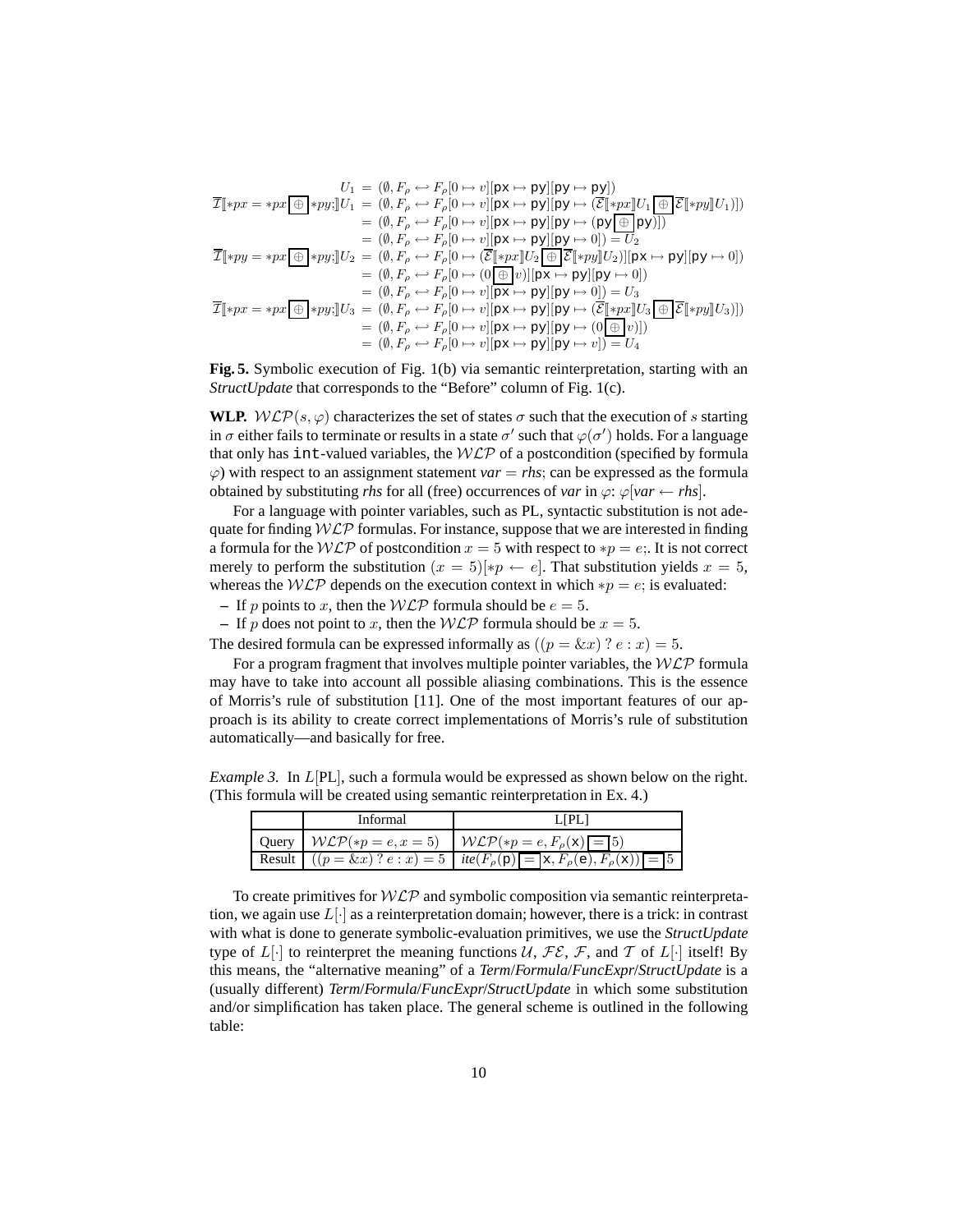$$
\begin{aligned}
U_1 &= (\emptyset, F_\rho \hookleftarrow F_\rho[0 \mapsto v][\mathsf{px} \mapsto \mathsf{py}][\mathsf{py} \mapsto \mathsf{py}]) \\
\overline{\mathcal{I}}[\![*px = *px \boxed{\oplus} *py;]\!]U_1 &= (\emptyset, F_\rho \hookleftarrow F_\rho[0 \mapsto v][\mathsf{px} \mapsto \mathsf{py}][\mathsf{py} \mapsto (\overline{\mathcal{E}}[\![*px]\!]U_1 \boxed{\oplus} \overline{\mathcal{E}}[\![*py]\!]U_1)]) \\
&= (\emptyset, F_\rho \hookleftarrow F_\rho[0 \mapsto v][\mathsf{px} \mapsto \mathsf{py}][\mathsf{py} \mapsto (\mathsf{py} \boxed{\oplus} \mathsf{py})]) \\
&= (\emptyset, F_\rho \hookleftarrow F_\rho[0 \mapsto v][\mathsf{px} \mapsto \mathsf{py}][\mathsf{py} \mapsto 0]) = U_2 \\
\overline{\mathcal{I}}[\![*py = *px \boxed{\oplus} *py;]\!]U_2 &= (\emptyset, F_\rho \hookleftarrow F_\rho[0 \mapsto (\overline{\mathcal{E}}[\![*px]\!]U_2 \boxed{\oplus} \overline{\mathcal{E}}[\![*py]\!]U_2)][\mathsf{px} \mapsto \mathsf{py}][\mathsf{py} \mapsto 0]) \\
&= (\emptyset, F_\rho \hookleftarrow F_\rho[0 \mapsto (0 \boxed{\oplus} v)][\mathsf{px} \mapsto \mathsf{py}][\mathsf{py} \mapsto 0]) \\
&= (\emptyset, F_\rho \hookleftarrow F_\rho[0 \mapsto v][\mathsf{px} \mapsto \mathsf{py}][\mathsf{py} \mapsto 0]) = U_3 \\
\overline{\mathcal{I}}[\![*px = *px \boxed{\oplus} *py;]\!]U_3 &= (\emptyset, F_\rho \hookleftarrow F_\rho[0 \mapsto v][\mathsf{px} \mapsto \mathsf{py}][\mathsf{py} \mapsto (\overline{\mathcal{E}}[\![*px]\!]U_3 \boxed{\oplus} \overline{\mathcal{E}}[\![*py]\!]U_3)]) \\
&= (\emptyset, F_\rho \hookleftarrow F_\rho[0 \mapsto v][\mathsf{px} \mapsto \mathsf{py}][\mathsf{py} \mapsto (0 \boxed{\oplus} v)]) \\
&= (\emptyset, F_\rho \hookleftarrow F_\rho[0 \mapsto v][\mathsf{px} \mapsto \mathsf{py}][\mathsf{py} \mapsto v]) = U_4
\end{aligned}
$$

**Fig. 5.** Symbolic execution of Fig. 1(b) via semantic reinterpretation, starting with an *StructUpdate* that corresponds to the "Before" column of Fig. 1(c).

**WLP.** $\mathcal{WLP}(s, \varphi)$ characterizes the set of states $\sigma$ such that the execution of $s$ starting in $\sigma$ either fails to terminate or results in a state $\sigma'$ such that $\varphi(\sigma')$ holds. For a language that only has `int`-valued variables, the $\mathcal{WLP}$ of a postcondition (specified by formula $\varphi$) with respect to an assignment statement *var* = *rhs*; can be expressed as the formula obtained by substituting *rhs* for all (free) occurrences of *var* in $\varphi$: $\varphi[\textit{var} \leftarrow \textit{rhs}]$.

For a language with pointer variables, such as PL, syntactic substitution is not adequate for finding $\mathcal{WLP}$ formulas. For instance, suppose that we are interested in finding a formula for the $\mathcal{WLP}$ of postcondition $x = 5$ with respect to $*p = e$;. It is not correct merely to perform the substitution $(x = 5)[*p \leftarrow e]$. That substitution yields $x = 5$, whereas the $\mathcal{WLP}$ depends on the execution context in which $*p = e$; is evaluated:

- If $p$ points to $x$, then the $\mathcal{WLP}$ formula should be $e = 5$.
- If $p$ does not point to $x$, then the $\mathcal{WLP}$ formula should be $x = 5$.

The desired formula can be expressed informally as $((p = \&x)\ ?\ e : x) = 5$.

For a program fragment that involves multiple pointer variables, the $\mathcal{WLP}$ formula may have to take into account all possible aliasing combinations. This is the essence of Morris's rule of substitution [11]. One of the most important features of our approach is its ability to create correct implementations of Morris's rule of substitution automatically—and basically for free.

*Example 3.* In $L$[PL], such a formula would be expressed as shown below on the right. (This formula will be created using semantic reinterpretation in Ex. 4.)

| | Informal | L[PL] |
|---|---|---|
| Query | $\mathcal{WLP}(*p = e, x = 5)$ | $\mathcal{WLP}(*p = e, F_\rho(\mathsf{x}) \boxed{=} 5)$ |
| Result | $((p = \&x)\ ?\ e : x) = 5$ | $\textit{ite}(F_\rho(\mathsf{p}) \boxed{=} \mathsf{x}, F_\rho(\mathsf{e}), F_\rho(\mathsf{x})) \boxed{=} 5$ |

To create primitives for $\mathcal{WLP}$ and symbolic composition via semantic reinterpretation, we again use $L[\cdot]$ as a reinterpretation domain; however, there is a trick: in contrast with what is done to generate symbolic-evaluation primitives, we use the *StructUpdate* type of $L[\cdot]$ to reinterpret the meaning functions $\mathcal{U}$, $\mathcal{FE}$, $\mathcal{F}$, and $\mathcal{T}$ of $L[\cdot]$ itself! By this means, the "alternative meaning" of a *Term*/*Formula*/*FuncExpr*/*StructUpdate* is a (usually different) *Term*/*Formula*/*FuncExpr*/*StructUpdate* in which some substitution and/or simplification has taken place. The general scheme is outlined in the following table: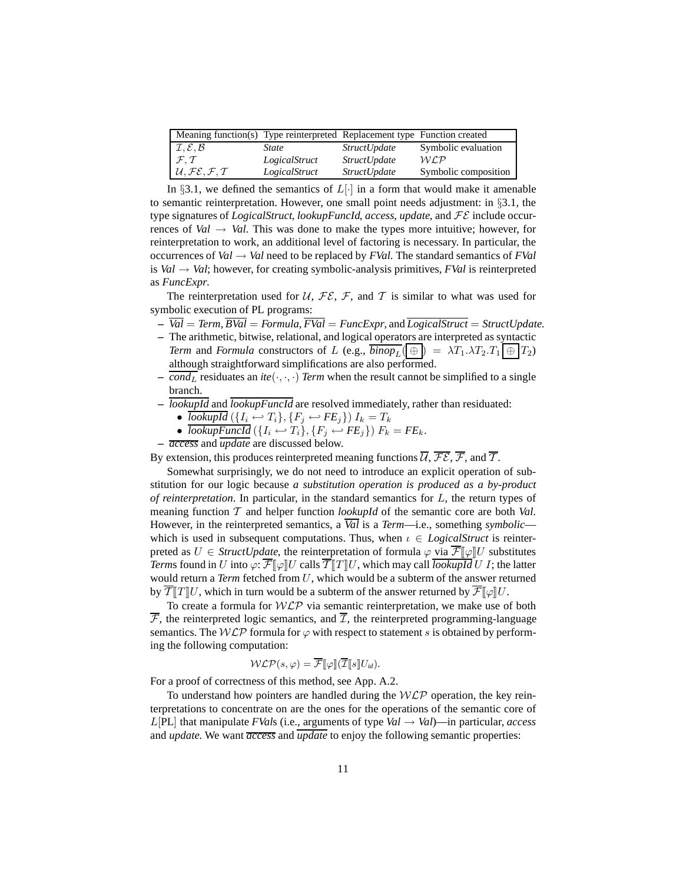| Meaning function(s) | Type reinterpreted | Replacement type | Function created |
|---|---|---|---|
| $\mathcal{I}, \mathcal{E}, \mathcal{B}$ | *State* | *StructUpdate* | Symbolic evaluation |
| $\mathcal{F}, \mathcal{T}$ | *LogicalStruct* | *StructUpdate* | $\mathcal{WLP}$ |
| $\mathcal{U}, \mathcal{FE}, \mathcal{F}, \mathcal{T}$ | *LogicalStruct* | *StructUpdate* | Symbolic composition |

In §3.1, we defined the semantics of $L[\cdot]$ in a form that would make it amenable to semantic reinterpretation. However, one small point needs adjustment: in §3.1, the type signatures of *LogicalStruct*, *lookupFuncId*, *access*, *update*, and $\mathcal{FE}$ include occurrences of *Val* $\rightarrow$ *Val*. This was done to make the types more intuitive; however, for reinterpretation to work, an additional level of factoring is necessary. In particular, the occurrences of *Val* $\rightarrow$ *Val* need to be replaced by *FVal*. The standard semantics of *FVal* is *Val* $\rightarrow$ *Val*; however, for creating symbolic-analysis primitives, *FVal* is reinterpreted as *FuncExpr*.

The reinterpretation used for $\mathcal{U}$, $\mathcal{FE}$, $\mathcal{F}$, and $\mathcal{T}$ is similar to what was used for symbolic execution of PL programs:

- $\overline{\mathit{Val}} = \mathit{Term}$, $\overline{\mathit{BVal}} = \mathit{Formula}$, $\overline{\mathit{FVal}} = \mathit{FuncExpr}$, and $\overline{\mathit{LogicalStruct}} = \mathit{StructUpdate}$.
- The arithmetic, bitwise, relational, and logical operators are interpreted as syntactic *Term* and *Formula* constructors of $L$ (e.g., $\overline{\mathit{binop}_L}(\boxed{\oplus}) = \lambda T_1.\lambda T_2.T_1 \boxed{\oplus} T_2$) although straightforward simplifications are also performed.
- $\overline{\mathit{cond}_L}$ residuates an $\mathit{ite}(\cdot,\cdot,\cdot)$ *Term* when the result cannot be simplified to a single branch.
- $\overline{\mathit{lookupId}}$ and $\overline{\mathit{lookupFuncId}}$ are resolved immediately, rather than residuated:
  - $\overline{\mathit{lookupId}}\,(\{I_i \hookleftarrow T_i\}, \{F_j \hookleftarrow \mathit{FE}_j\})\; I_k = T_k$
  - $\overline{\mathit{lookupFuncId}}\,(\{I_i \hookleftarrow T_i\}, \{F_j \hookleftarrow \mathit{FE}_j\})\; F_k = \mathit{FE}_k$.
- $\overline{\mathit{access}}$ and $\overline{\mathit{update}}$ are discussed below.

By extension, this produces reinterpreted meaning functions $\overline{\mathcal{U}}$, $\overline{\mathcal{FE}}$, $\overline{\mathcal{F}}$, and $\overline{\mathcal{T}}$.

Somewhat surprisingly, we do not need to introduce an explicit operation of substitution for our logic because *a substitution operation is produced as a by-product of reinterpretation*. In particular, in the standard semantics for $L$, the return types of meaning function $\mathcal{T}$ and helper function *lookupId* of the semantic core are both *Val*. However, in the reinterpreted semantics, a $\overline{\mathit{Val}}$ is a *Term*—i.e., something *symbolic*—which is used in subsequent computations. Thus, when $\iota \in$ *LogicalStruct* is reinterpreted as $U \in$ *StructUpdate*, the reinterpretation of formula $\varphi$ via $\overline{\mathcal{F}}[\![\varphi]\!]U$ substitutes *Term*s found in $U$ into $\varphi$: $\overline{\mathcal{F}}[\![\varphi]\!]U$ calls $\overline{\mathcal{T}}[\![T]\!]U$, which may call $\overline{\mathit{lookupId}}\,U\,I$; the latter would return a *Term* fetched from $U$, which would be a subterm of the answer returned by $\overline{\mathcal{T}}[\![T]\!]U$, which in turn would be a subterm of the answer returned by $\overline{\mathcal{F}}[\![\varphi]\!]U$.

To create a formula for $\mathcal{WLP}$ via semantic reinterpretation, we make use of both $\overline{\mathcal{F}}$, the reinterpreted logic semantics, and $\overline{\mathcal{I}}$, the reinterpreted programming-language semantics. The $\mathcal{WLP}$ formula for $\varphi$ with respect to statement $s$ is obtained by performing the following computation:

$$\mathcal{WLP}(s, \varphi) = \overline{\mathcal{F}}[\![\varphi]\!](\overline{\mathcal{I}}[\![s]\!]U_{id}).$$

For a proof of correctness of this method, see App. A.2.

To understand how pointers are handled during the $\mathcal{WLP}$ operation, the key reinterpretations to concentrate on are the ones for the operations of the semantic core of $L[\mathrm{PL}]$ that manipulate *FVal*s (i.e., arguments of type *Val* $\rightarrow$ *Val*)—in particular, *access* and *update*. We want $\overline{\mathit{access}}$ and $\overline{\mathit{update}}$ to enjoy the following semantic properties: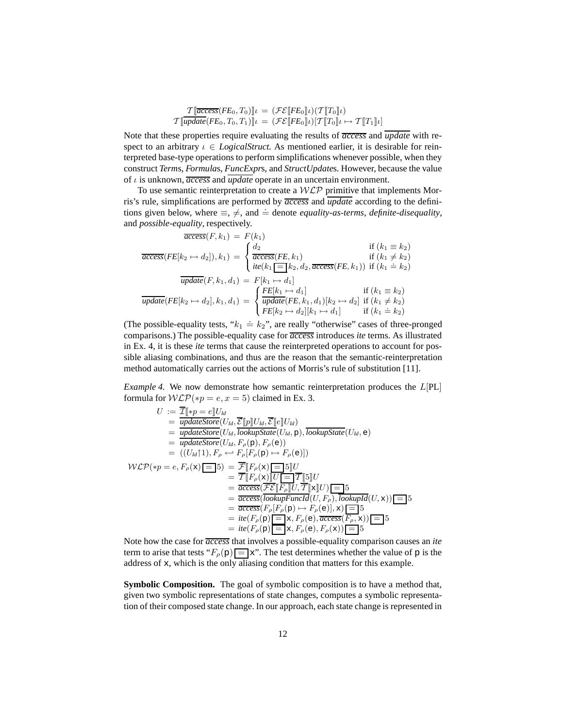$$\mathcal{T}[\![\overline{\mathit{access}}(\mathit{FE}_0, T_0)]\!]\iota = (\mathcal{FE}[\![\mathit{FE}_0]\!]\iota)(\mathcal{T}[\![T_0]\!]\iota)$$
$$\mathcal{T}[\![\overline{\mathit{update}}(\mathit{FE}_0, T_0, T_1)]\!]\iota = (\mathcal{FE}[\![\mathit{FE}_0]\!]\iota)[\mathcal{T}[\![T_0]\!]\iota \mapsto \mathcal{T}[\![T_1]\!]\iota]$$

Note that these properties require evaluating the results of $\overline{\mathit{access}}$ and $\overline{\mathit{update}}$ with respect to an arbitrary $\iota \in$ *LogicalStruct*. As mentioned earlier, it is desirable for reinterpreted base-type operations to perform simplifications whenever possible, when they construct *Term*s, *Formula*s, *FuncExpr*s, and *StructUpdate*s. However, because the value of $\iota$ is unknown, $\overline{\mathit{access}}$ and $\overline{\mathit{update}}$ operate in an uncertain environment.

To use semantic reinterpretation to create a $\mathcal{WLP}$ primitive that implements Morris's rule, simplifications are performed by $\overline{\mathit{access}}$ and $\overline{\mathit{update}}$ according to the definitions given below, where $\equiv$, $\neq$, and $\doteq$ denote *equality-as-terms*, *definite-disequality*, and *possible-equality*, respectively.

$$\overline{\mathit{access}}(F, k_1) = F(k_1)$$
$$\overline{\mathit{access}}(\mathit{FE}[k_2 \mapsto d_2]), k_1) = \begin{cases} d_2 & \text{if } (k_1 \equiv k_2) \\ \overline{\mathit{access}}(\mathit{FE}, k_1) & \text{if } (k_1 \neq k_2) \\ \mathit{ite}(k_1 \boxed{=} k_2, d_2, \overline{\mathit{access}}(\mathit{FE}, k_1)) & \text{if } (k_1 \doteq k_2) \end{cases}$$
$$\overline{\mathit{update}}(F, k_1, d_1) = F[k_1 \mapsto d_1]$$
$$\overline{\mathit{update}}(\mathit{FE}[k_2 \mapsto d_2], k_1, d_1) = \begin{cases} \mathit{FE}[k_1 \mapsto d_1] & \text{if } (k_1 \equiv k_2) \\ \overline{\mathit{update}}(\mathit{FE}, k_1, d_1)[k_2 \mapsto d_2] & \text{if } (k_1 \neq k_2) \\ \mathit{FE}[k_2 \mapsto d_2][k_1 \mapsto d_1] & \text{if } (k_1 \doteq k_2) \end{cases}$$

(The possible-equality tests, "$k_1 \doteq k_2$", are really "otherwise" cases of three-pronged comparisons.) The possible-equality case for $\overline{\mathit{access}}$ introduces *ite* terms. As illustrated in Ex. 4, it is these *ite* terms that cause the reinterpreted operations to account for possible aliasing combinations, and thus are the reason that the semantic-reinterpretation method automatically carries out the actions of Morris's rule of substitution [11].

*Example 4.* We now demonstrate how semantic reinterpretation produces the $L[\text{PL}]$ formula for $\mathcal{WLP}(*p = e, x = 5)$ claimed in Ex. 3.

$$\begin{aligned} U &:= \overline{\mathcal{I}}[\![*p = e]\!]U_{\mathit{Id}} \\ &= \overline{\mathit{updateStore}}(U_{\mathit{Id}}, \overline{\mathcal{E}}[\![p]\!]U_{\mathit{Id}}, \overline{\mathcal{E}}[\![e]\!]U_{\mathit{Id}}) \\ &= \overline{\mathit{updateStore}}(U_{\mathit{Id}}, \overline{\mathit{lookupState}}(U_{\mathit{Id}}, \mathsf{p}), \overline{\mathit{lookupState}}(U_{\mathit{Id}}, \mathsf{e})) \\ &= \overline{\mathit{updateStore}}(U_{\mathit{Id}}, F_\rho(\mathsf{p}), F_\rho(\mathsf{e})) \\ &= ((U_{\mathit{Id}}{\uparrow}1), F_\rho \hookleftarrow F_\rho[F_\rho(\mathsf{p}) \mapsto F_\rho(\mathsf{e})]) \end{aligned}$$

$$\begin{aligned} \mathcal{WLP}(*p = e, F_\rho(\mathsf{x}) \boxed{=} 5) &= \overline{\mathcal{F}}[\![F_\rho(\mathsf{x}) \boxed{=} 5]\!]U \\ &= \overline{\mathcal{T}}[\![F_\rho(\mathsf{x})]\!]U \boxed{=} \overline{\mathcal{T}}[\![5]\!]U \\ &= \overline{\mathit{access}}(\overline{\mathcal{FE}}[\![F_\rho]\!]U, \overline{\mathcal{T}}[\![\mathsf{x}]\!]U) \boxed{=} 5 \\ &= \overline{\mathit{access}}(\overline{\mathit{lookupFuncId}}(U, F_\rho), \overline{\mathit{lookupId}}(U, \mathsf{x})) \boxed{=} 5 \\ &= \overline{\mathit{access}}(F_\rho[F_\rho(\mathsf{p}) \mapsto F_\rho(\mathsf{e})], \mathsf{x}) \boxed{=} 5 \\ &= \mathit{ite}(F_\rho(\mathsf{p}) \boxed{=} \mathsf{x}, F_\rho(\mathsf{e}), \overline{\mathit{access}}(F_\rho, \mathsf{x})) \boxed{=} 5 \\ &= \mathit{ite}(F_\rho(\mathsf{p}) \boxed{=} \mathsf{x}, F_\rho(\mathsf{e}), F_\rho(\mathsf{x})) \boxed{=} 5 \end{aligned}$$

Note how the case for $\overline{\mathit{access}}$ that involves a possible-equality comparison causes an *ite* term to arise that tests "$F_\rho(\mathsf{p}) \boxed{=} \mathsf{x}$". The test determines whether the value of p is the address of x, which is the only aliasing condition that matters for this example.

**Symbolic Composition.** The goal of symbolic composition is to have a method that, given two symbolic representations of state changes, computes a symbolic representation of their composed state change. In our approach, each state change is represented in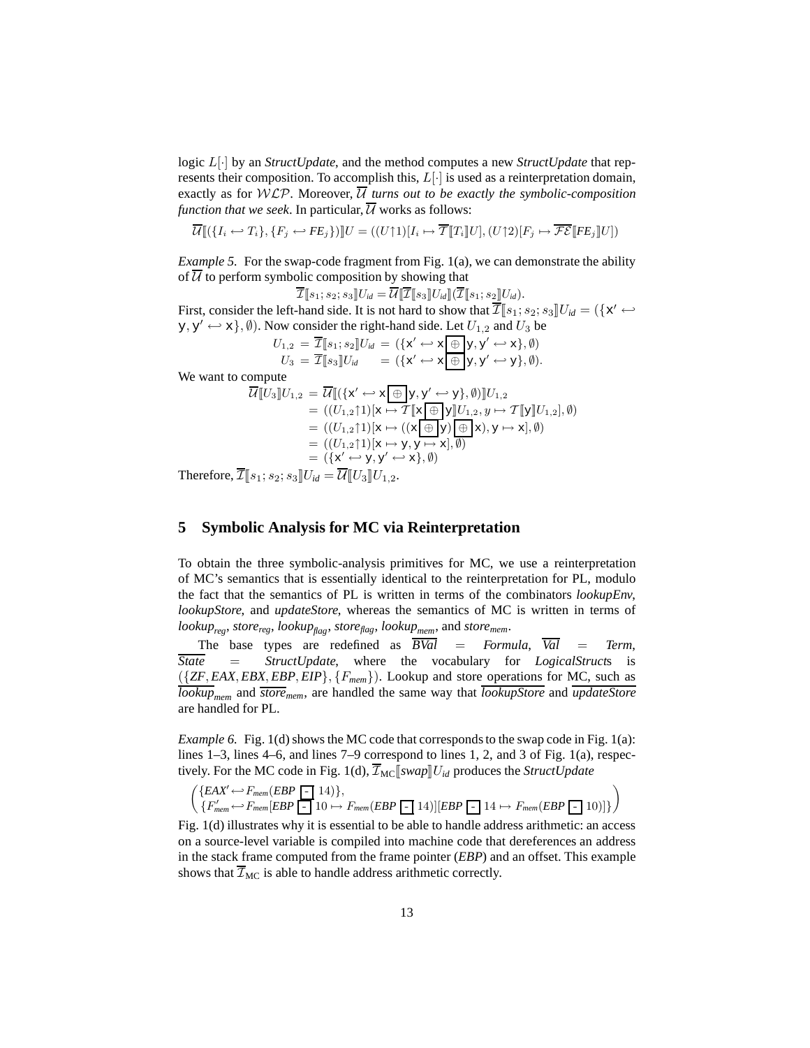logic $L[\cdot]$ by an *StructUpdate*, and the method computes a new *StructUpdate* that represents their composition. To accomplish this, $L[\cdot]$ is used as a reinterpretation domain, exactly as for $\mathcal{WLP}$. Moreover, $\overline{\mathcal{U}}$ *turns out to be exactly the symbolic-composition function that we seek*. In particular, $\overline{\mathcal{U}}$ works as follows:

$$\overline{\mathcal{U}}[\![(\{I_i \hookleftarrow T_i\}, \{F_j \hookleftarrow FE_j\})]\!]U = ((U{\uparrow}1)[I_i \mapsto \overline{\mathcal{T}}[\![T_i]\!]U], (U{\uparrow}2)[F_j \mapsto \overline{\mathcal{FE}}[\![FE_j]\!]U])$$

*Example 5.* For the swap-code fragment from Fig. 1(a), we can demonstrate the ability of $\overline{\mathcal{U}}$ to perform symbolic composition by showing that

$$\overline{\mathcal{I}}[\![s_1; s_2; s_3]\!]U_{id} = \overline{\mathcal{U}}[\![\overline{\mathcal{I}}[\![s_3]\!]U_{id}]\!](\overline{\mathcal{I}}[\![s_1; s_2]\!]U_{id}).$$

First, consider the left-hand side. It is not hard to show that $\overline{\mathcal{I}}[\![s_1; s_2; s_3]\!]U_{id} = (\{\mathsf{x}' \hookleftarrow \mathsf{y}, \mathsf{y}' \hookleftarrow \mathsf{x}\}, \emptyset)$. Now consider the right-hand side. Let $U_{1,2}$ and $U_3$ be

$$\begin{aligned} U_{1,2} &= \overline{\mathcal{I}}[\![s_1; s_2]\!]U_{id} = (\{\mathsf{x}' \hookleftarrow \mathsf{x} \boxed{\oplus} \mathsf{y}, \mathsf{y}' \hookleftarrow \mathsf{x}\}, \emptyset) \\ U_3 &= \overline{\mathcal{I}}[\![s_3]\!]U_{id} \quad = (\{\mathsf{x}' \hookleftarrow \mathsf{x} \boxed{\oplus} \mathsf{y}, \mathsf{y}' \hookleftarrow \mathsf{y}\}, \emptyset). \end{aligned}$$

We want to compute

$$\begin{aligned} \overline{\mathcal{U}}[\![U_3]\!]U_{1,2} &= \overline{\mathcal{U}}[\![(\{\mathsf{x}' \hookleftarrow \mathsf{x} \boxed{\oplus} \mathsf{y}, \mathsf{y}' \hookleftarrow \mathsf{y}\}, \emptyset)]\!]U_{1,2} \\ &= ((U_{1,2}{\uparrow}1)[\mathsf{x} \mapsto \mathcal{T}[\![\mathsf{x} \boxed{\oplus} \mathsf{y}]\!]U_{1,2}, y \mapsto \mathcal{T}[\![\mathsf{y}]\!]U_{1,2}], \emptyset) \\ &= ((U_{1,2}{\uparrow}1)[\mathsf{x} \mapsto ((\mathsf{x} \boxed{\oplus} \mathsf{y}) \boxed{\oplus} \mathsf{x}), \mathsf{y} \mapsto \mathsf{x}], \emptyset) \\ &= ((U_{1,2}{\uparrow}1)[\mathsf{x} \mapsto \mathsf{y}, \mathsf{y} \mapsto \mathsf{x}], \emptyset) \\ &= (\{\mathsf{x}' \hookleftarrow \mathsf{y}, \mathsf{y}' \hookleftarrow \mathsf{x}\}, \emptyset) \end{aligned}$$

Therefore, $\overline{\mathcal{I}}[\![s_1; s_2; s_3]\!]U_{id} = \overline{\mathcal{U}}[\![U_3]\!]U_{1,2}$.

## 5 Symbolic Analysis for MC via Reinterpretation

To obtain the three symbolic-analysis primitives for MC, we use a reinterpretation of MC's semantics that is essentially identical to the reinterpretation for PL, modulo the fact that the semantics of PL is written in terms of the combinators *lookupEnv*, *lookupStore*, and *updateStore*, whereas the semantics of MC is written in terms of $lookup_{reg}$, $store_{reg}$, $lookup_{flag}$, $store_{flag}$, $lookup_{mem}$, and $store_{mem}$.

The base types are redefined as $\overline{BVal} = Formula$, $\overline{Val} = Term$, $\overline{State} = StructUpdate$, where the vocabulary for *LogicalStruct*s is $(\{ZF, EAX, EBX, EBP, EIP\}, \{F_{mem}\})$. Lookup and store operations for MC, such as $\overline{lookup}_{mem}$ and $\overline{store}_{mem}$, are handled the same way that $\overline{lookupStore}$ and $\overline{updateStore}$ are handled for PL.

*Example 6.* Fig. 1(d) shows the MC code that corresponds to the swap code in Fig. 1(a): lines 1–3, lines 4–6, and lines 7–9 correspond to lines 1, 2, and 3 of Fig. 1(a), respectively. For the MC code in Fig. 1(d), $\overline{\mathcal{I}}_{\rm MC}[\![swap]\!]U_{id}$ produces the *StructUpdate*

$$\left(\begin{array}{l} \{EAX' \hookleftarrow F_{mem}(EBP \boxed{-} 14)\}, \\ \{F'_{mem} \hookleftarrow F_{mem}[EBP \boxed{-} 10 \mapsto F_{mem}(EBP \boxed{-} 14)][EBP \boxed{-} 14 \mapsto F_{mem}(EBP \boxed{-} 10)]\} \end{array}\right)$$

Fig. 1(d) illustrates why it is essential to be able to handle address arithmetic: an access on a source-level variable is compiled into machine code that dereferences an address in the stack frame computed from the frame pointer (*EBP*) and an offset. This example shows that $\overline{\mathcal{I}}_{\rm MC}$ is able to handle address arithmetic correctly.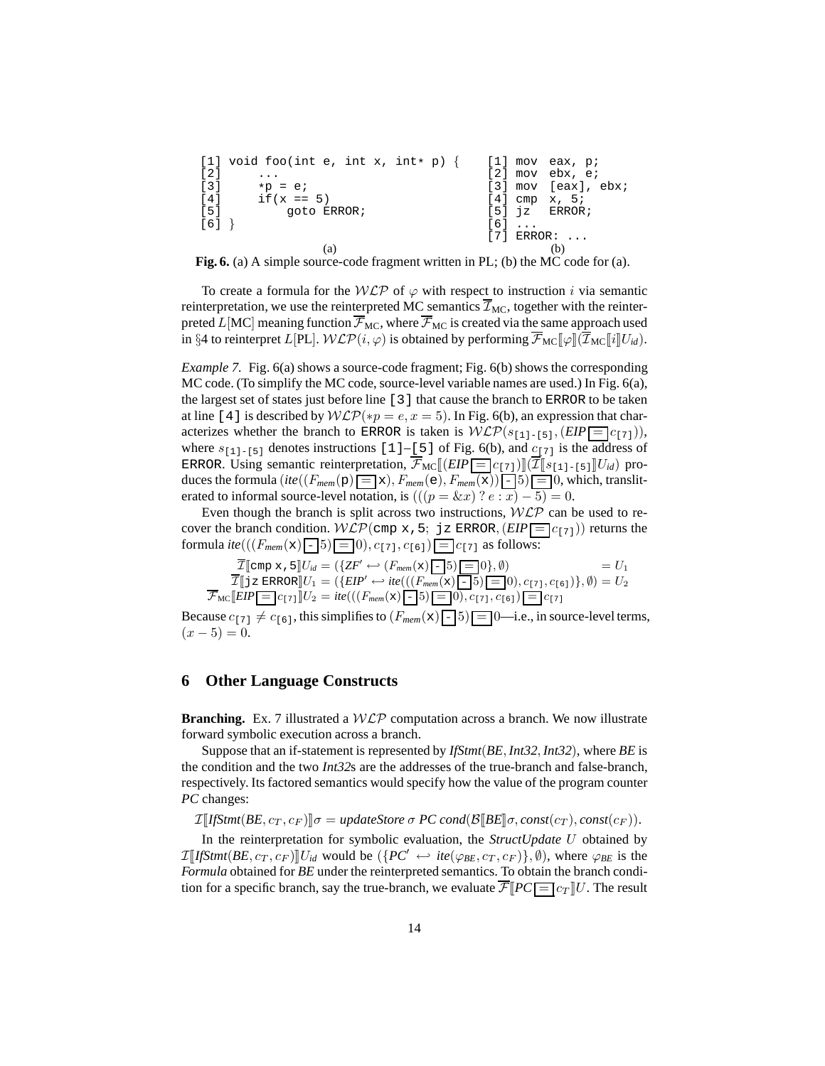```
[1] void foo(int e, int x, int* p) {      [1] mov  eax, p;
[2]     ...                                [2] mov  ebx, e;
[3]     *p = e;                            [3] mov  [eax], ebx;
[4]     if(x == 5)                         [4] cmp  x, 5;
[5]         goto ERROR;                    [5] jz   ERROR;
[6] }                                      [6] ...
                                           [7] ERROR: ...
              (a)                                    (b)
```

**Fig. 6.** (a) A simple source-code fragment written in PL; (b) the MC code for (a).

To create a formula for the $\mathcal{WLP}$ of $\varphi$ with respect to instruction $i$ via semantic reinterpretation, we use the reinterpreted MC semantics $\overline{\mathcal{I}}_{\text{MC}}$, together with the reinterpreted $L[\text{MC}]$ meaning function $\overline{\mathcal{F}}_{\text{MC}}$, where $\overline{\mathcal{F}}_{\text{MC}}$ is created via the same approach used in §4 to reinterpret $L[\text{PL}]$. $\mathcal{WLP}(i, \varphi)$ is obtained by performing $\overline{\mathcal{F}}_{\text{MC}}[\![\varphi]\!](\overline{\mathcal{I}}_{\text{MC}}[\![i]\!]U_{id})$.

*Example 7.* Fig. 6(a) shows a source-code fragment; Fig. 6(b) shows the corresponding MC code. (To simplify the MC code, source-level variable names are used.) In Fig. 6(a), the largest set of states just before line `[3]` that cause the branch to `ERROR` to be taken at line `[4]` is described by $\mathcal{WLP}(*p = e, x = 5)$. In Fig. 6(b), an expression that characterizes whether the branch to `ERROR` is taken is $\mathcal{WLP}(s_{\texttt{[1]-[5]}}, (EIP \boxed{=} c_{\texttt{[7]}}))$, where $s_{\texttt{[1]-[5]}}$ denotes instructions `[1]`–`[5]` of Fig. 6(b), and $c_{\texttt{[7]}}$ is the address of `ERROR`. Using semantic reinterpretation, $\overline{\mathcal{F}}_{\text{MC}}[\![(EIP \boxed{=} c_{\texttt{[7]}})]\!](\overline{\mathcal{I}}[\![s_{\texttt{[1]-[5]}}]\!]U_{id})$ produces the formula $(ite((F_{mem}(\texttt{p}) \boxed{=} \texttt{x}), F_{mem}(\texttt{e}), F_{mem}(\texttt{x})) \boxed{-} 5) \boxed{=} 0$, which, transliterated to informal source-level notation, is $(((p = \&x) \; ? \; e : x) - 5) = 0$.

Even though the branch is split across two instructions, $\mathcal{WLP}$ can be used to recover the branch condition. $\mathcal{WLP}(\texttt{cmp x,5; jz ERROR}, (EIP \boxed{=} c_{\texttt{[7]}}))$ returns the formula $ite(((F_{mem}(\texttt{x}) \boxed{-} 5) \boxed{=} 0), c_{\texttt{[7]}}, c_{\texttt{[6]}}) \boxed{=} c_{\texttt{[7]}}$ as follows:

$$\overline{\mathcal{I}}[\![\texttt{cmp x,5}]\!]U_{id} = (\{ZF' \hookleftarrow (F_{mem}(\texttt{x}) \boxed{-} 5) \boxed{=} 0\}, \emptyset) = U_1$$

$$\overline{\mathcal{I}}[\![\texttt{jz ERROR}]\!]U_1 = (\{EIP' \hookleftarrow ite(((F_{mem}(\texttt{x}) \boxed{-} 5) \boxed{=} 0), c_{\texttt{[7]}}, c_{\texttt{[6]}})\}, \emptyset) = U_2$$

$$\overline{\mathcal{F}}_{\text{MC}}[\![EIP \boxed{=} c_{\texttt{[7]}}]\!]U_2 = ite(((F_{mem}(\texttt{x}) \boxed{-} 5) \boxed{=} 0), c_{\texttt{[7]}}, c_{\texttt{[6]}}) \boxed{=} c_{\texttt{[7]}}$$

Because $c_{\texttt{[7]}} \neq c_{\texttt{[6]}}$, this simplifies to $(F_{mem}(\texttt{x}) \boxed{-} 5) \boxed{=} 0$—i.e., in source-level terms, $(x - 5) = 0$.

## 6 Other Language Constructs

**Branching.** Ex. 7 illustrated a $\mathcal{WLP}$ computation across a branch. We now illustrate forward symbolic execution across a branch.

Suppose that an if-statement is represented by *IfStmt*(*BE*, *Int32*, *Int32*), where *BE* is the condition and the two *Int32*s are the addresses of the true-branch and false-branch, respectively. Its factored semantics would specify how the value of the program counter *PC* changes:

$\mathcal{I}[\![IfStmt(BE, c_T, c_F)]\!]\sigma = updateStore\ \sigma\ PC\ cond(\mathcal{B}[\![BE]\!]\sigma, const(c_T), const(c_F))$.

In the reinterpretation for symbolic evaluation, the *StructUpdate* $U$ obtained by $\mathcal{I}[\![IfStmt(BE, c_T, c_F)]\!]U_{id}$ would be $(\{PC' \hookleftarrow ite(\varphi_{BE}, c_T, c_F)\}, \emptyset)$, where $\varphi_{BE}$ is the *Formula* obtained for *BE* under the reinterpreted semantics. To obtain the branch condition for a specific branch, say the true-branch, we evaluate $\overline{\mathcal{F}}[\![PC \boxed{=} c_T]\!]U$. The result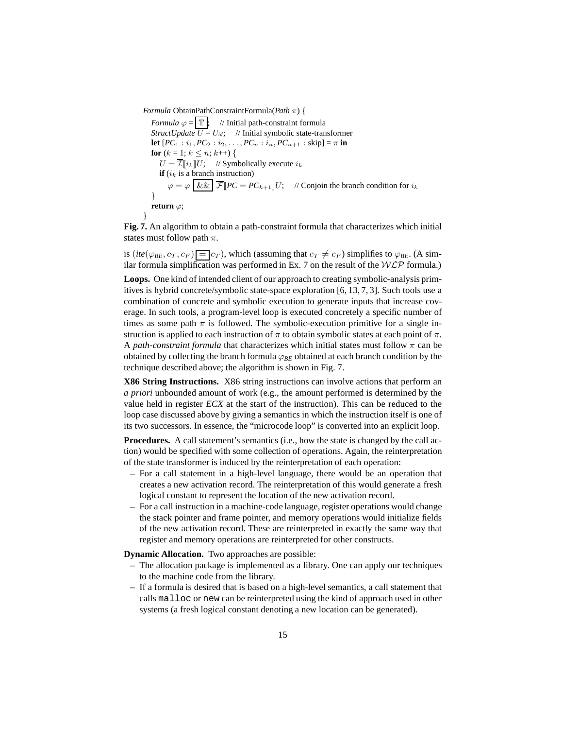```
Formula ObtainPathConstraintFormula(Path π) {
  Formula φ = 𝕋;    // Initial path-constraint formula
  StructUpdate U = U_id;    // Initial symbolic state-transformer
  let [PC_1 : i_1, PC_2 : i_2, ..., PC_n : i_n, PC_{n+1} : skip] = π in
  for (k = 1; k ≤ n; k++) {
    U = 𝓘̄⟦i_k⟧U;    // Symbolically execute i_k
    if (i_k is a branch instruction)
      φ = φ && 𝓕̄⟦PC = PC_{k+1}⟧U;    // Conjoin the branch condition for i_k
  }
  return φ;
}
```

**Fig. 7.** An algorithm to obtain a path-constraint formula that characterizes which initial states must follow path $\pi$.

is $(ite(\varphi_{BE}, c_T, c_F) \boxed{=} c_T)$, which (assuming that $c_T \neq c_F$) simplifies to $\varphi_{BE}$. (A similar formula simplification was performed in Ex. 7 on the result of the $\mathcal{WLP}$ formula.)

**Loops.** One kind of intended client of our approach to creating symbolic-analysis primitives is hybrid concrete/symbolic state-space exploration [6, 13, 7, 3]. Such tools use a combination of concrete and symbolic execution to generate inputs that increase coverage. In such tools, a program-level loop is executed concretely a specific number of times as some path $\pi$ is followed. The symbolic-execution primitive for a single instruction is applied to each instruction of $\pi$ to obtain symbolic states at each point of $\pi$. A *path-constraint formula* that characterizes which initial states must follow $\pi$ can be obtained by collecting the branch formula $\varphi_{BE}$ obtained at each branch condition by the technique described above; the algorithm is shown in Fig. 7.

**X86 String Instructions.** X86 string instructions can involve actions that perform an *a priori* unbounded amount of work (e.g., the amount performed is determined by the value held in register *ECX* at the start of the instruction). This can be reduced to the loop case discussed above by giving a semantics in which the instruction itself is one of its two successors. In essence, the "microcode loop" is converted into an explicit loop.

**Procedures.** A call statement's semantics (i.e., how the state is changed by the call action) would be specified with some collection of operations. Again, the reinterpretation of the state transformer is induced by the reinterpretation of each operation:

– For a call statement in a high-level language, there would be an operation that creates a new activation record. The reinterpretation of this would generate a fresh logical constant to represent the location of the new activation record.
– For a call instruction in a machine-code language, register operations would change the stack pointer and frame pointer, and memory operations would initialize fields of the new activation record. These are reinterpreted in exactly the same way that register and memory operations are reinterpreted for other constructs.

**Dynamic Allocation.** Two approaches are possible:

– The allocation package is implemented as a library. One can apply our techniques to the machine code from the library.
– If a formula is desired that is based on a high-level semantics, a call statement that calls `malloc` or `new` can be reinterpreted using the kind of approach used in other systems (a fresh logical constant denoting a new location can be generated).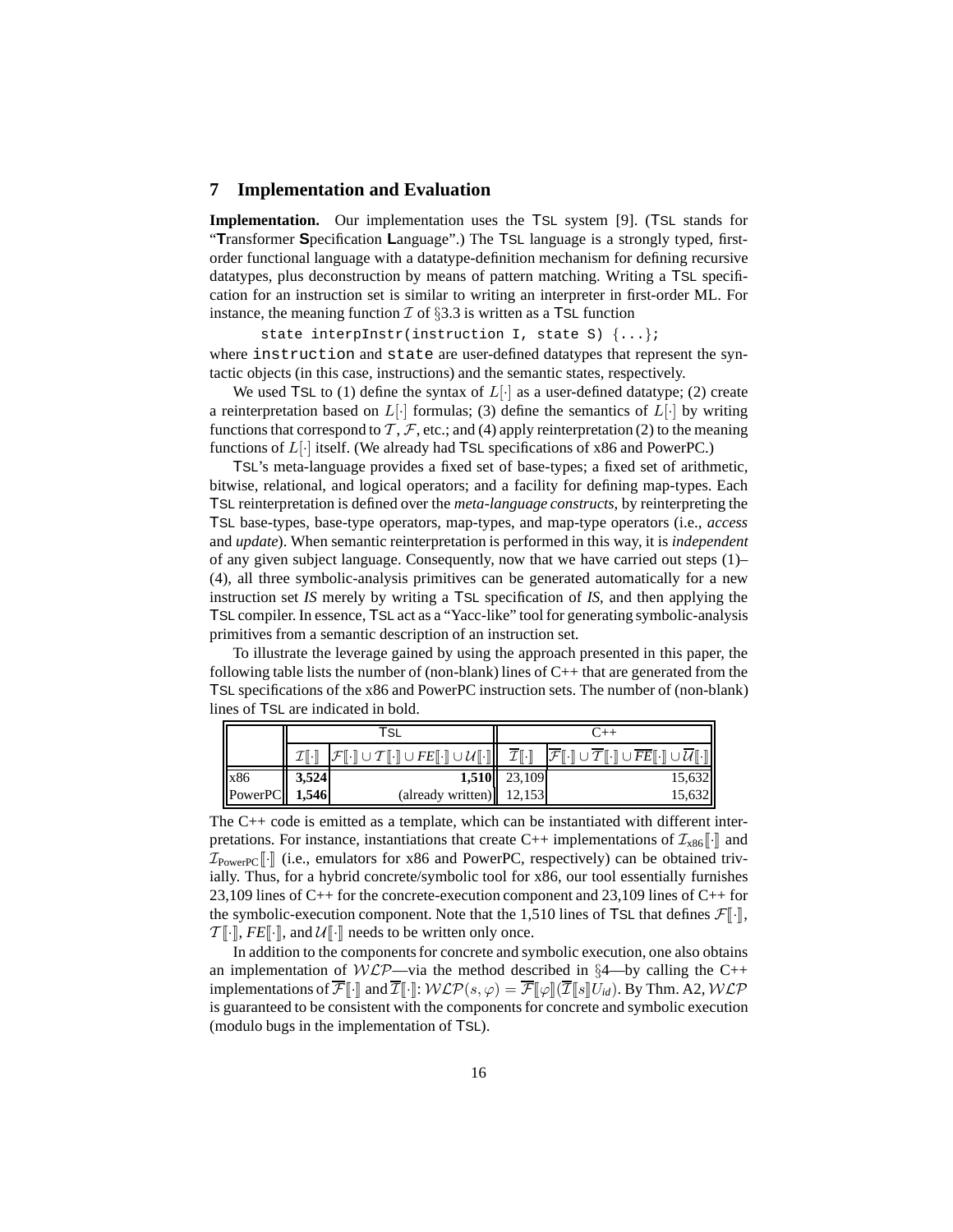## 7 Implementation and Evaluation

**Implementation.** Our implementation uses the TSL system [9]. (TSL stands for "**T**ransformer **S**pecification **L**anguage".) The TSL language is a strongly typed, first-order functional language with a datatype-definition mechanism for defining recursive datatypes, plus deconstruction by means of pattern matching. Writing a TSL specification for an instruction set is similar to writing an interpreter in first-order ML. For instance, the meaning function $\mathcal{I}$ of §3.3 is written as a TSL function

```
state interpInstr(instruction I, state S) {...};
```

where `instruction` and `state` are user-defined datatypes that represent the syntactic objects (in this case, instructions) and the semantic states, respectively.

We used TSL to (1) define the syntax of $L[\cdot]$ as a user-defined datatype; (2) create a reinterpretation based on $L[\cdot]$ formulas; (3) define the semantics of $L[\cdot]$ by writing functions that correspond to $\mathcal{T}$, $\mathcal{F}$, etc.; and (4) apply reinterpretation (2) to the meaning functions of $L[\cdot]$ itself. (We already had TSL specifications of x86 and PowerPC.)

TSL's meta-language provides a fixed set of base-types; a fixed set of arithmetic, bitwise, relational, and logical operators; and a facility for defining map-types. Each TSL reinterpretation is defined over the *meta-language constructs*, by reinterpreting the TSL base-types, base-type operators, map-types, and map-type operators (i.e., *access* and *update*). When semantic reinterpretation is performed in this way, it is *independent* of any given subject language. Consequently, now that we have carried out steps (1)–(4), all three symbolic-analysis primitives can be generated automatically for a new instruction set *IS* merely by writing a TSL specification of *IS*, and then applying the TSL compiler. In essence, TSL act as a "Yacc-like" tool for generating symbolic-analysis primitives from a semantic description of an instruction set.

To illustrate the leverage gained by using the approach presented in this paper, the following table lists the number of (non-blank) lines of C++ that are generated from the TSL specifications of the x86 and PowerPC instruction sets. The number of (non-blank) lines of TSL are indicated in bold.

| | TSL | | C++ | |
|---|---|---|---|---|
| | $\mathcal{I}[\![\cdot]\!]$ | $\mathcal{F}[\![\cdot]\!] \cup \mathcal{T}[\![\cdot]\!] \cup FE[\![\cdot]\!] \cup \mathcal{U}[\![\cdot]\!]$ | $\overline{\mathcal{I}}[\![\cdot]\!]$ | $\overline{\mathcal{F}}[\![\cdot]\!] \cup \overline{\mathcal{T}}[\![\cdot]\!] \cup \overline{FE}[\![\cdot]\!] \cup \overline{\mathcal{U}}[\![\cdot]\!]$ |
| x86 | **3,524** | **1,510** | 23,109 | 15,632 |
| PowerPC | **1,546** | (already written) | 12,153 | 15,632 |

The C++ code is emitted as a template, which can be instantiated with different interpretations. For instance, instantiations that create C++ implementations of $\mathcal{I}_{\text{x86}}[\![\cdot]\!]$ and $\mathcal{I}_{\text{PowerPC}}[\![\cdot]\!]$ (i.e., emulators for x86 and PowerPC, respectively) can be obtained trivially. Thus, for a hybrid concrete/symbolic tool for x86, our tool essentially furnishes 23,109 lines of C++ for the concrete-execution component and 23,109 lines of C++ for the symbolic-execution component. Note that the 1,510 lines of TSL that defines $\mathcal{F}[\![\cdot]\!]$, $\mathcal{T}[\![\cdot]\!]$, $FE[\![\cdot]\!]$, and $\mathcal{U}[\![\cdot]\!]$ needs to be written only once.

In addition to the components for concrete and symbolic execution, one also obtains an implementation of $\mathcal{WLP}$—via the method described in §4—by calling the C++ implementations of $\overline{\mathcal{F}}[\![\cdot]\!]$ and $\overline{\mathcal{I}}[\![\cdot]\!]$: $\mathcal{WLP}(s, \varphi) = \overline{\mathcal{F}}[\![\varphi]\!](\overline{\mathcal{I}}[\![s]\!]U_{id})$. By Thm. A2, $\mathcal{WLP}$ is guaranteed to be consistent with the components for concrete and symbolic execution (modulo bugs in the implementation of TSL).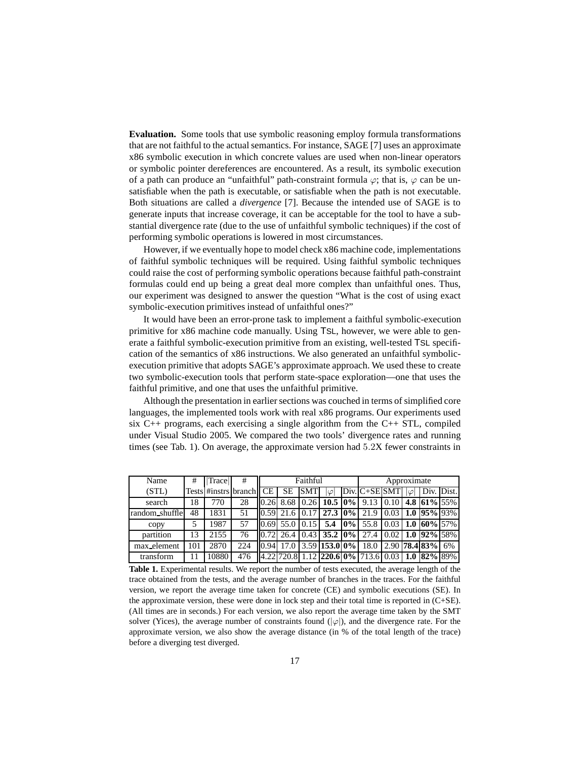**Evaluation.** Some tools that use symbolic reasoning employ formula transformations that are not faithful to the actual semantics. For instance, SAGE [7] uses an approximate x86 symbolic execution in which concrete values are used when non-linear operators or symbolic pointer dereferences are encountered. As a result, its symbolic execution of a path can produce an "unfaithful" path-constraint formula $\varphi$; that is, $\varphi$ can be unsatisfiable when the path is executable, or satisfiable when the path is not executable. Both situations are called a *divergence* [7]. Because the intended use of SAGE is to generate inputs that increase coverage, it can be acceptable for the tool to have a substantial divergence rate (due to the use of unfaithful symbolic techniques) if the cost of performing symbolic operations is lowered in most circumstances.

However, if we eventually hope to model check x86 machine code, implementations of faithful symbolic techniques will be required. Using faithful symbolic techniques could raise the cost of performing symbolic operations because faithful path-constraint formulas could end up being a great deal more complex than unfaithful ones. Thus, our experiment was designed to answer the question "What is the cost of using exact symbolic-execution primitives instead of unfaithful ones?"

It would have been an error-prone task to implement a faithful symbolic-execution primitive for x86 machine code manually. Using TSL, however, we were able to generate a faithful symbolic-execution primitive from an existing, well-tested TSL specification of the semantics of x86 instructions. We also generated an unfaithful symbolic-execution primitive that adopts SAGE's approximate approach. We used these to create two symbolic-execution tools that perform state-space exploration—one that uses the faithful primitive, and one that uses the unfaithful primitive.

Although the presentation in earlier sections was couched in terms of simplified core languages, the implemented tools work with real x86 programs. Our experiments used six C++ programs, each exercising a single algorithm from the C++ STL, compiled under Visual Studio 2005. We compared the two tools' divergence rates and running times (see Tab. 1). On average, the approximate version had 5.2X fewer constraints in

| Name | # | \|Trace\| | # | Faithful | | | | | Approximate | | | | |
|---|---|---|---|---|---|---|---|---|---|---|---|---|---|
| (STL) | Tests | #instrs | branch | CE | SE | SMT | $\|\varphi\|$ | Div. | C+SE | SMT | $\|\varphi\|$ | Div. | Dist. |
| search | 18 | 770 | 28 | 0.26 | 8.68 | 0.26 | **10.5** | **0%** | 9.13 | 0.10 | **4.8** | **61%** | 55% |
| random_shuffle | 48 | 1831 | 51 | 0.59 | 21.6 | 0.17 | **27.3** | **0%** | 21.9 | 0.03 | **1.0** | **95%** | 93% |
| copy | 5 | 1987 | 57 | 0.69 | 55.0 | 0.15 | **5.4** | **0%** | 55.8 | 0.03 | **1.0** | **60%** | 57% |
| partition | 13 | 2155 | 76 | 0.72 | 26.4 | 0.43 | **35.2** | **0%** | 27.4 | 0.02 | **1.0** | **92%** | 58% |
| max_element | 101 | 2870 | 224 | 0.94 | 17.0 | 3.59 | **153.0** | **0%** | 18.0 | 2.90 | **78.4** | **83%** | 6% |
| transform | 11 | 10880 | 476 | 4.22 | 720.8 | 1.12 | **220.6** | **0%** | 713.6 | 0.03 | **1.0** | **82%** | 89% |

**Table 1.** Experimental results. We report the number of tests executed, the average length of the trace obtained from the tests, and the average number of branches in the traces. For the faithful version, we report the average time taken for concrete (CE) and symbolic executions (SE). In the approximate version, these were done in lock step and their total time is reported in (C+SE). (All times are in seconds.) For each version, we also report the average time taken by the SMT solver (Yices), the average number of constraints found ($|\varphi|$), and the divergence rate. For the approximate version, we also show the average distance (in % of the total length of the trace) before a diverging test diverged.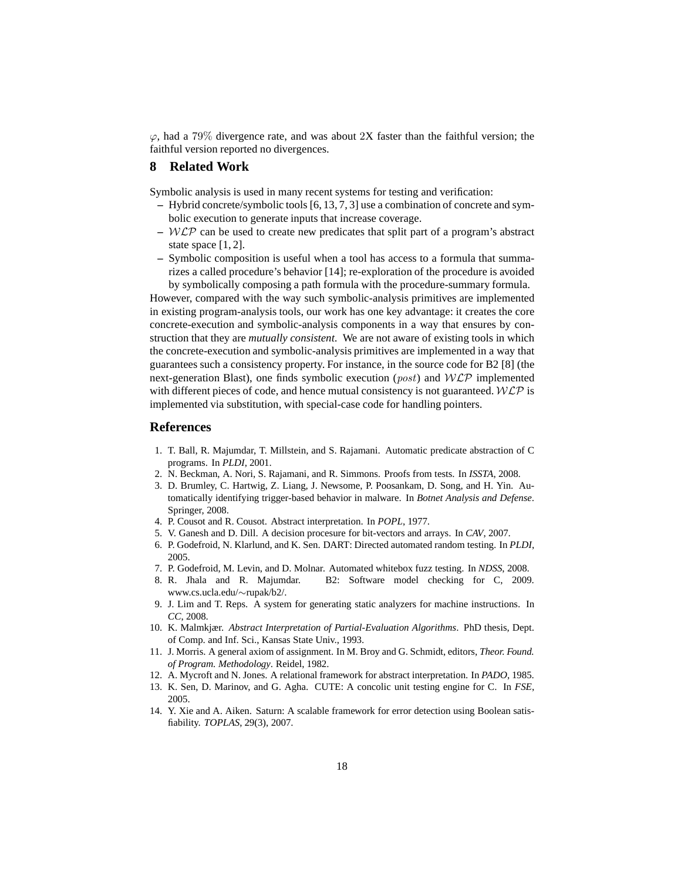$\varphi$, had a 79% divergence rate, and was about 2X faster than the faithful version; the faithful version reported no divergences.

## 8 Related Work

Symbolic analysis is used in many recent systems for testing and verification:

- Hybrid concrete/symbolic tools [6, 13, 7, 3] use a combination of concrete and symbolic execution to generate inputs that increase coverage.
- $\mathcal{WLP}$ can be used to create new predicates that split part of a program's abstract state space [1, 2].
- Symbolic composition is useful when a tool has access to a formula that summarizes a called procedure's behavior [14]; re-exploration of the procedure is avoided by symbolically composing a path formula with the procedure-summary formula.

However, compared with the way such symbolic-analysis primitives are implemented in existing program-analysis tools, our work has one key advantage: it creates the core concrete-execution and symbolic-analysis components in a way that ensures by construction that they are *mutually consistent*. We are not aware of existing tools in which the concrete-execution and symbolic-analysis primitives are implemented in a way that guarantees such a consistency property. For instance, in the source code for B2 [8] (the next-generation Blast), one finds symbolic execution ($post$) and $\mathcal{WLP}$ implemented with different pieces of code, and hence mutual consistency is not guaranteed. $\mathcal{WLP}$ is implemented via substitution, with special-case code for handling pointers.

## References

1. T. Ball, R. Majumdar, T. Millstein, and S. Rajamani. Automatic predicate abstraction of C programs. In *PLDI*, 2001.
2. N. Beckman, A. Nori, S. Rajamani, and R. Simmons. Proofs from tests. In *ISSTA*, 2008.
3. D. Brumley, C. Hartwig, Z. Liang, J. Newsome, P. Poosankam, D. Song, and H. Yin. Automatically identifying trigger-based behavior in malware. In *Botnet Analysis and Defense*. Springer, 2008.
4. P. Cousot and R. Cousot. Abstract interpretation. In *POPL*, 1977.
5. V. Ganesh and D. Dill. A decision procesure for bit-vectors and arrays. In *CAV*, 2007.
6. P. Godefroid, N. Klarlund, and K. Sen. DART: Directed automated random testing. In *PLDI*, 2005.
7. P. Godefroid, M. Levin, and D. Molnar. Automated whitebox fuzz testing. In *NDSS*, 2008.
8. R. Jhala and R. Majumdar. B2: Software model checking for C, 2009. www.cs.ucla.edu/∼rupak/b2/.
9. J. Lim and T. Reps. A system for generating static analyzers for machine instructions. In *CC*, 2008.
10. K. Malmkjær. *Abstract Interpretation of Partial-Evaluation Algorithms*. PhD thesis, Dept. of Comp. and Inf. Sci., Kansas State Univ., 1993.
11. J. Morris. A general axiom of assignment. In M. Broy and G. Schmidt, editors, *Theor. Found. of Program. Methodology*. Reidel, 1982.
12. A. Mycroft and N. Jones. A relational framework for abstract interpretation. In *PADO*, 1985.
13. K. Sen, D. Marinov, and G. Agha. CUTE: A concolic unit testing engine for C. In *FSE*, 2005.
14. Y. Xie and A. Aiken. Saturn: A scalable framework for error detection using Boolean satisfiability. *TOPLAS*, 29(3), 2007.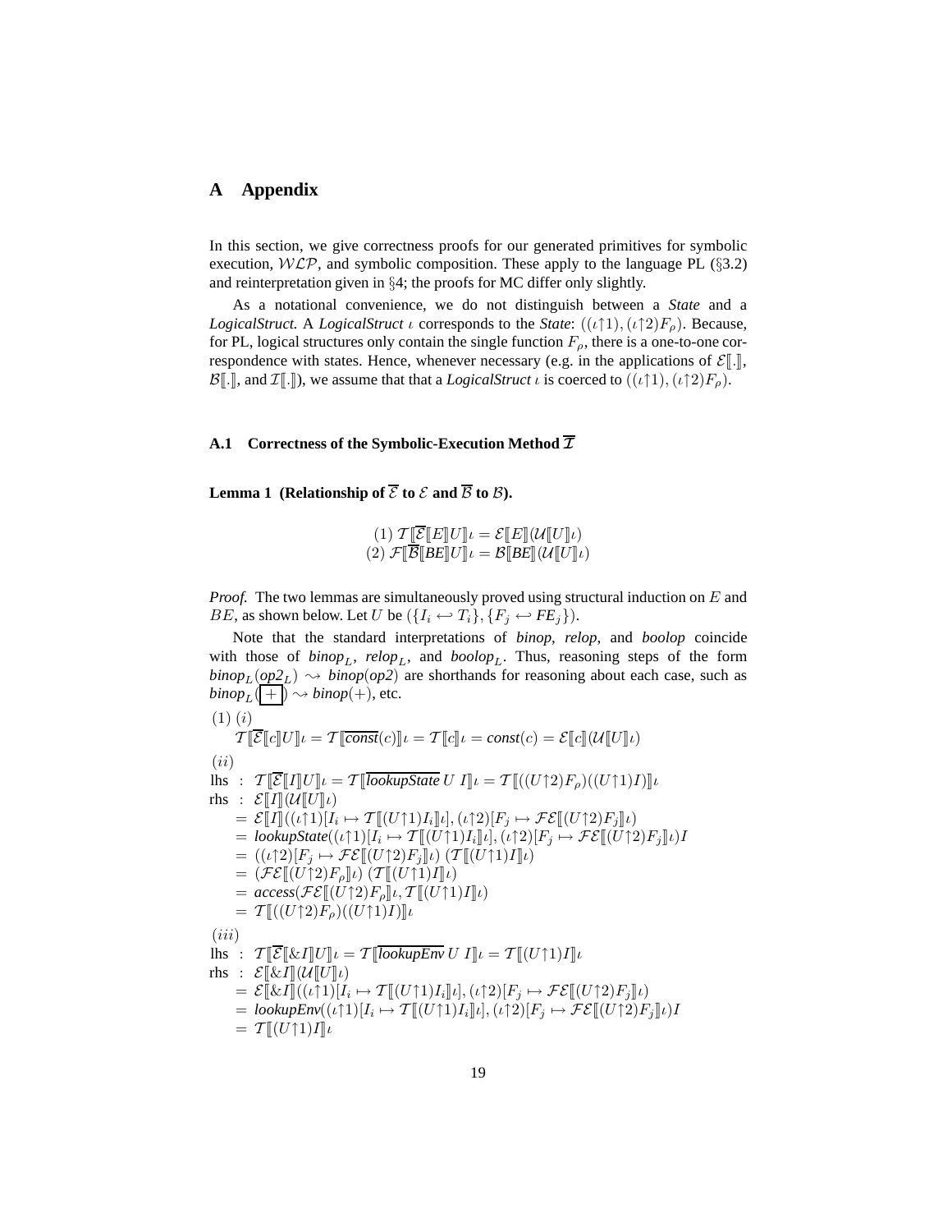## A Appendix

In this section, we give correctness proofs for our generated primitives for symbolic execution, $\mathcal{WLP}$, and symbolic composition. These apply to the language PL (§3.2) and reinterpretation given in §4; the proofs for MC differ only slightly.

As a notational convenience, we do not distinguish between a *State* and a *LogicalStruct*. A *LogicalStruct* $\iota$ corresponds to the *State*: $((\iota{\uparrow}1), (\iota{\uparrow}2)F_\rho)$. Because, for PL, logical structures only contain the single function $F_\rho$, there is a one-to-one correspondence with states. Hence, whenever necessary (e.g. in the applications of $\mathcal{E}[\![.]\!]$, $\mathcal{B}[\![.]\!]$, and $\mathcal{I}[\![.]\!]$), we assume that that a *LogicalStruct* $\iota$ is coerced to $((\iota{\uparrow}1), (\iota{\uparrow}2)F_\rho)$.

### A.1 Correctness of the Symbolic-Execution Method $\overline{\mathcal{I}}$

**Lemma 1 (Relationship of $\overline{\mathcal{E}}$ to $\mathcal{E}$ and $\overline{\mathcal{B}}$ to $\mathcal{B}$).**

$$
\begin{array}{c}
(1)\ \mathcal{T}[\![\overline{\mathcal{E}}[\![E]\!]U]\!]\iota = \mathcal{E}[\![E]\!](\mathcal{U}[\![U]\!]\iota) \\
(2)\ \mathcal{F}[\![\overline{\mathcal{B}}[\![BE]\!]U]\!]\iota = \mathcal{B}[\![BE]\!](\mathcal{U}[\![U]\!]\iota)
\end{array}
$$

*Proof.* The two lemmas are simultaneously proved using structural induction on $E$ and $BE$, as shown below. Let $U$ be $(\{I_i \hookleftarrow T_i\}, \{F_j \hookleftarrow FE_j\})$.

Note that the standard interpretations of *binop*, *relop*, and *boolop* coincide with those of $binop_L$, $relop_L$, and $boolop_L$. Thus, reasoning steps of the form $binop_L(op2_L) \rightsquigarrow binop(op2)$ are shorthands for reasoning about each case, such as $binop_L(\boxed{+}) \rightsquigarrow binop(+)$, etc.

$(1)\ (i)$

$$\mathcal{T}[\![\overline{\mathcal{E}}[\![c]\!]U]\!]\iota = \mathcal{T}[\![\overline{const}(c)]\!]\iota = \mathcal{T}[\![c]\!]\iota = const(c) = \mathcal{E}[\![c]\!](\mathcal{U}[\![U]\!]\iota)$$

$(ii)$

$$
\begin{array}{ll}
\text{lhs} : & \mathcal{T}[\![\overline{\mathcal{E}}[\![I]\!]U]\!]\iota = \mathcal{T}[\![\overline{lookupState}\ U\ I]\!]\iota = \mathcal{T}[\![((U{\uparrow}2)F_\rho)((U{\uparrow}1)I)]\!]\iota \\
\text{rhs} : & \mathcal{E}[\![I]\!](\mathcal{U}[\![U]\!]\iota) \\
& = \mathcal{E}[\![I]\!]((\iota{\uparrow}1)[I_i \mapsto \mathcal{T}[\![(U{\uparrow}1)I_i]\!]\iota], (\iota{\uparrow}2)[F_j \mapsto \mathcal{FE}[\![(U{\uparrow}2)F_j]\!]\iota) \\
& = lookupState((\iota{\uparrow}1)[I_i \mapsto \mathcal{T}[\![(U{\uparrow}1)I_i]\!]\iota], (\iota{\uparrow}2)[F_j \mapsto \mathcal{FE}[\![(U{\uparrow}2)F_j]\!]\iota)I \\
& = ((\iota{\uparrow}2)[F_j \mapsto \mathcal{FE}[\![(U{\uparrow}2)F_j]\!]\iota)\ (\mathcal{T}[\![(U{\uparrow}1)I]\!]\iota) \\
& = (\mathcal{FE}[\![(U{\uparrow}2)F_\rho]\!]\iota)\ (\mathcal{T}[\![(U{\uparrow}1)I]\!]\iota) \\
& = access(\mathcal{FE}[\![(U{\uparrow}2)F_\rho]\!]\iota, \mathcal{T}[\![(U{\uparrow}1)I]\!]\iota) \\
& = \mathcal{T}[\![((U{\uparrow}2)F_\rho)((U{\uparrow}1)I)]\!]\iota
\end{array}
$$

$(iii)$

$$
\begin{array}{ll}
\text{lhs} : & \mathcal{T}[\![\overline{\mathcal{E}}[\![\&I]\!]U]\!]\iota = \mathcal{T}[\![\overline{lookupEnv}\ U\ I]\!]\iota = \mathcal{T}[\![(U{\uparrow}1)I]\!]\iota \\
\text{rhs} : & \mathcal{E}[\![\&I]\!](\mathcal{U}[\![U]\!]\iota) \\
& = \mathcal{E}[\![\&I]\!]((\iota{\uparrow}1)[I_i \mapsto \mathcal{T}[\![(U{\uparrow}1)I_i]\!]\iota], (\iota{\uparrow}2)[F_j \mapsto \mathcal{FE}[\![(U{\uparrow}2)F_j]\!]\iota) \\
& = lookupEnv((\iota{\uparrow}1)[I_i \mapsto \mathcal{T}[\![(U{\uparrow}1)I_i]\!]\iota], (\iota{\uparrow}2)[F_j \mapsto \mathcal{FE}[\![(U{\uparrow}2)F_j]\!]\iota)I \\
& = \mathcal{T}[\![(U{\uparrow}1)I]\!]\iota
\end{array}
$$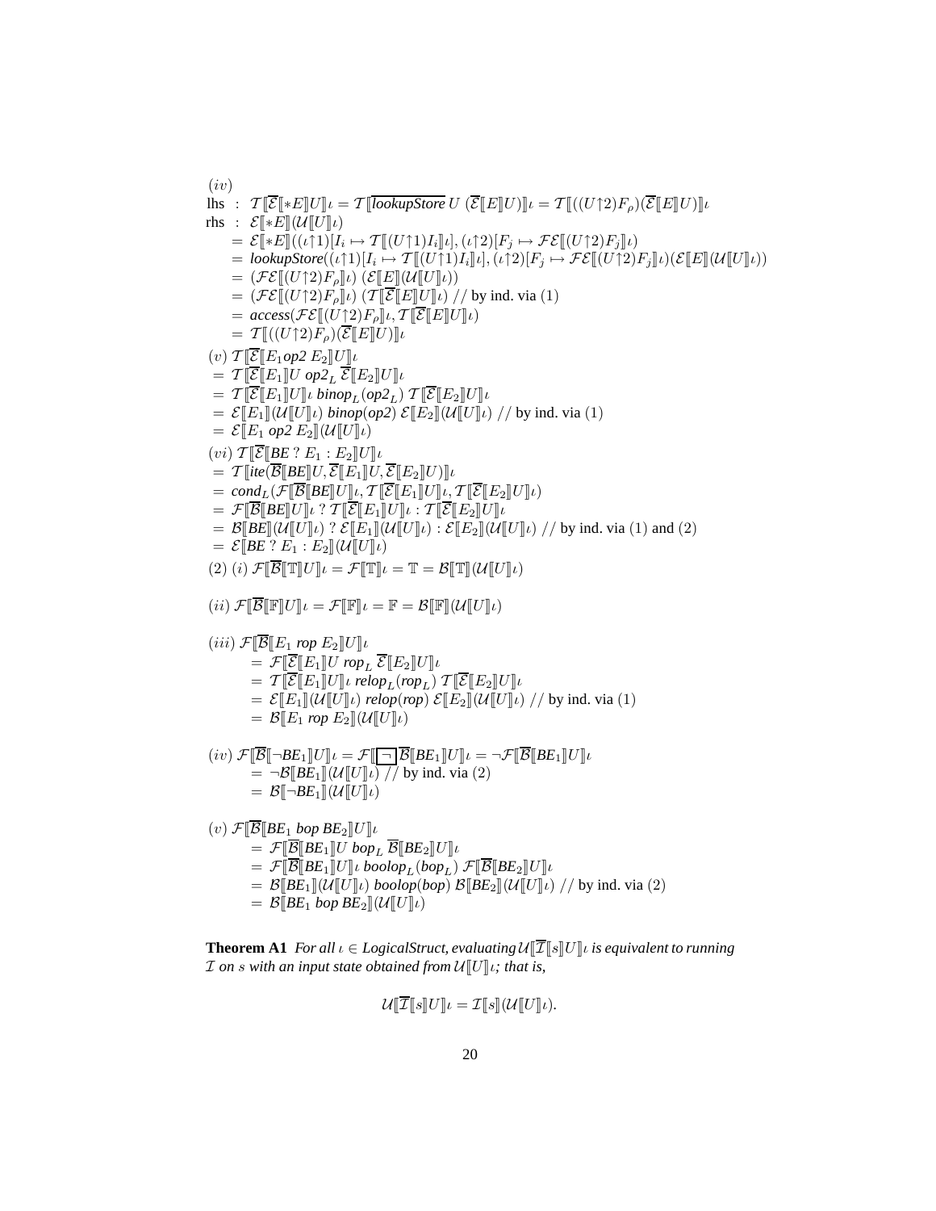$(iv)$

lhs : $\mathcal{T}[\![\overline{\mathcal{E}}[\![*E]\!]U]\!]\iota = \mathcal{T}[\![\overline{\textit{lookupStore}}\ U\ (\overline{\mathcal{E}}[\![E]\!]U)]\!]\iota = \mathcal{T}[\![((U{\uparrow}2)F_\rho)(\overline{\mathcal{E}}[\![E]\!]U)]\!]\iota$

rhs : $\mathcal{E}[\![*E]\!](\mathcal{U}[\![U]\!]\iota)$

$= \mathcal{E}[\![*E]\!]((\iota{\uparrow}1)[I_i \mapsto \mathcal{T}[\![(U{\uparrow}1)I_i]\!]\iota], (\iota{\uparrow}2)[F_j \mapsto \mathcal{FE}[\![(U{\uparrow}2)F_j]\!]\iota)$

$= \textit{lookupStore}((\iota{\uparrow}1)[I_i \mapsto \mathcal{T}[\![(U{\uparrow}1)I_i]\!]\iota], (\iota{\uparrow}2)[F_j \mapsto \mathcal{FE}[\![(U{\uparrow}2)F_j]\!]\iota)(\mathcal{E}[\![E]\!](\mathcal{U}[\![U]\!]\iota))$

$= (\mathcal{FE}[\![(U{\uparrow}2)F_\rho]\!]\iota)\ (\mathcal{E}[\![E]\!](\mathcal{U}[\![U]\!]\iota))$

$= (\mathcal{FE}[\![(U{\uparrow}2)F_\rho]\!]\iota)\ (\mathcal{T}[\![\overline{\mathcal{E}}[\![E]\!]U]\!]\iota)$ // by ind. via (1)

$= \textit{access}(\mathcal{FE}[\![(U{\uparrow}2)F_\rho]\!]\iota, \mathcal{T}[\![\overline{\mathcal{E}}[\![E]\!]U]\!]\iota)$

$= \mathcal{T}[\![((U{\uparrow}2)F_\rho)(\overline{\mathcal{E}}[\![E]\!]U)]\!]\iota$

$(v)$ $\mathcal{T}[\![\overline{\mathcal{E}}[\![E_1 \textit{op2}\ E_2]\!]U]\!]\iota$

$= \mathcal{T}[\![\overline{\mathcal{E}}[\![E_1]\!]U\ \textit{op2}_L\ \overline{\mathcal{E}}[\![E_2]\!]U]\!]\iota$

$= \mathcal{T}[\![\overline{\mathcal{E}}[\![E_1]\!]U]\!]\iota\ \textit{binop}_L(\textit{op2}_L)\ \mathcal{T}[\![\overline{\mathcal{E}}[\![E_2]\!]U]\!]\iota$

$= \mathcal{E}[\![E_1]\!](\mathcal{U}[\![U]\!]\iota)\ \textit{binop}(\textit{op2})\ \mathcal{E}[\![E_2]\!](\mathcal{U}[\![U]\!]\iota)$ // by ind. via (1)

$= \mathcal{E}[\![E_1\ \textit{op2}\ E_2]\!](\mathcal{U}[\![U]\!]\iota)$

$(vi)$ $\mathcal{T}[\![\overline{\mathcal{E}}[\![BE\ ?\ E_1 : E_2]\!]U]\!]\iota$

$= \mathcal{T}[\![\textit{ite}(\overline{\mathcal{B}}[\![BE]\!]U, \overline{\mathcal{E}}[\![E_1]\!]U, \overline{\mathcal{E}}[\![E_2]\!]U)]\!]\iota$

$= \textit{cond}_L(\mathcal{F}[\![\overline{\mathcal{B}}[\![BE]\!]U]\!]\iota, \mathcal{T}[\![\overline{\mathcal{E}}[\![E_1]\!]U]\!]\iota, \mathcal{T}[\![\overline{\mathcal{E}}[\![E_2]\!]U]\!]\iota)$

$= \mathcal{F}[\![\overline{\mathcal{B}}[\![BE]\!]U]\!]\iota\ ?\ \mathcal{T}[\![\overline{\mathcal{E}}[\![E_1]\!]U]\!]\iota : \mathcal{T}[\![\overline{\mathcal{E}}[\![E_2]\!]U]\!]\iota$

$= \mathcal{B}[\![BE]\!](\mathcal{U}[\![U]\!]\iota)\ ?\ \mathcal{E}[\![E_1]\!](\mathcal{U}[\![U]\!]\iota) : \mathcal{E}[\![E_2]\!](\mathcal{U}[\![U]\!]\iota)$ // by ind. via (1) and (2)

$= \mathcal{E}[\![BE\ ?\ E_1 : E_2]\!](\mathcal{U}[\![U]\!]\iota)$

(2) $(i)$ $\mathcal{F}[\![\overline{\mathcal{B}}[\![\mathbb{T}]\!]U]\!]\iota = \mathcal{F}[\![\mathbb{T}]\!]\iota = \mathbb{T} = \mathcal{B}[\![\mathbb{T}]\!](\mathcal{U}[\![U]\!]\iota)$

$(ii)$ $\mathcal{F}[\![\overline{\mathcal{B}}[\![\mathbb{F}]\!]U]\!]\iota = \mathcal{F}[\![\mathbb{F}]\!]\iota = \mathbb{F} = \mathcal{B}[\![\mathbb{F}]\!](\mathcal{U}[\![U]\!]\iota)$

$(iii)$ $\mathcal{F}[\![\overline{\mathcal{B}}[\![E_1\ \textit{rop}\ E_2]\!]U]\!]\iota$

$= \mathcal{F}[\![\overline{\mathcal{E}}[\![E_1]\!]U\ \textit{rop}_L\ \overline{\mathcal{E}}[\![E_2]\!]U]\!]\iota$

$= \mathcal{T}[\![\overline{\mathcal{E}}[\![E_1]\!]U]\!]\iota\ \textit{relop}_L(\textit{rop}_L)\ \mathcal{T}[\![\overline{\mathcal{E}}[\![E_2]\!]U]\!]\iota$

$= \mathcal{E}[\![E_1]\!](\mathcal{U}[\![U]\!]\iota)\ \textit{relop}(\textit{rop})\ \mathcal{E}[\![E_2]\!](\mathcal{U}[\![U]\!]\iota)$ // by ind. via (1)

$= \mathcal{B}[\![E_1\ \textit{rop}\ E_2]\!](\mathcal{U}[\![U]\!]\iota)$

$(iv)$ $\mathcal{F}[\![\overline{\mathcal{B}}[\![\neg BE_1]\!]U]\!]\iota = \mathcal{F}[\![\boxed{\neg}\,\overline{\mathcal{B}}[\![BE_1]\!]U]\!]\iota = \neg\mathcal{F}[\![\overline{\mathcal{B}}[\![BE_1]\!]U]\!]\iota$

$= \neg\mathcal{B}[\![BE_1]\!](\mathcal{U}[\![U]\!]\iota)$ // by ind. via (2)

$= \mathcal{B}[\![\neg BE_1]\!](\mathcal{U}[\![U]\!]\iota)$

$(v)$ $\mathcal{F}[\![\overline{\mathcal{B}}[\![BE_1\ \textit{bop}\ BE_2]\!]U]\!]\iota$

$= \mathcal{F}[\![\overline{\mathcal{B}}[\![BE_1]\!]U\ \textit{bop}_L\ \overline{\mathcal{B}}[\![BE_2]\!]U]\!]\iota$

$= \mathcal{F}[\![\overline{\mathcal{B}}[\![BE_1]\!]U]\!]\iota\ \textit{boolop}_L(\textit{bop}_L)\ \mathcal{F}[\![\overline{\mathcal{B}}[\![BE_2]\!]U]\!]\iota$

$= \mathcal{B}[\![BE_1]\!](\mathcal{U}[\![U]\!]\iota)\ \textit{boolop}(\textit{bop})\ \mathcal{B}[\![BE_2]\!](\mathcal{U}[\![U]\!]\iota)$ // by ind. via (2)

$= \mathcal{B}[\![BE_1\ \textit{bop}\ BE_2]\!](\mathcal{U}[\![U]\!]\iota)$

**Theorem A1** *For all $\iota \in \textit{LogicalStruct}$, evaluating $\mathcal{U}[\![\overline{\mathcal{I}}[\![s]\!]U]\!]\iota$ is equivalent to running $\mathcal{I}$ on $s$ with an input state obtained from $\mathcal{U}[\![U]\!]\iota$; that is,*

$$\mathcal{U}[\![\overline{\mathcal{I}}[\![s]\!]U]\!]\iota = \mathcal{I}[\![s]\!](\mathcal{U}[\![U]\!]\iota).$$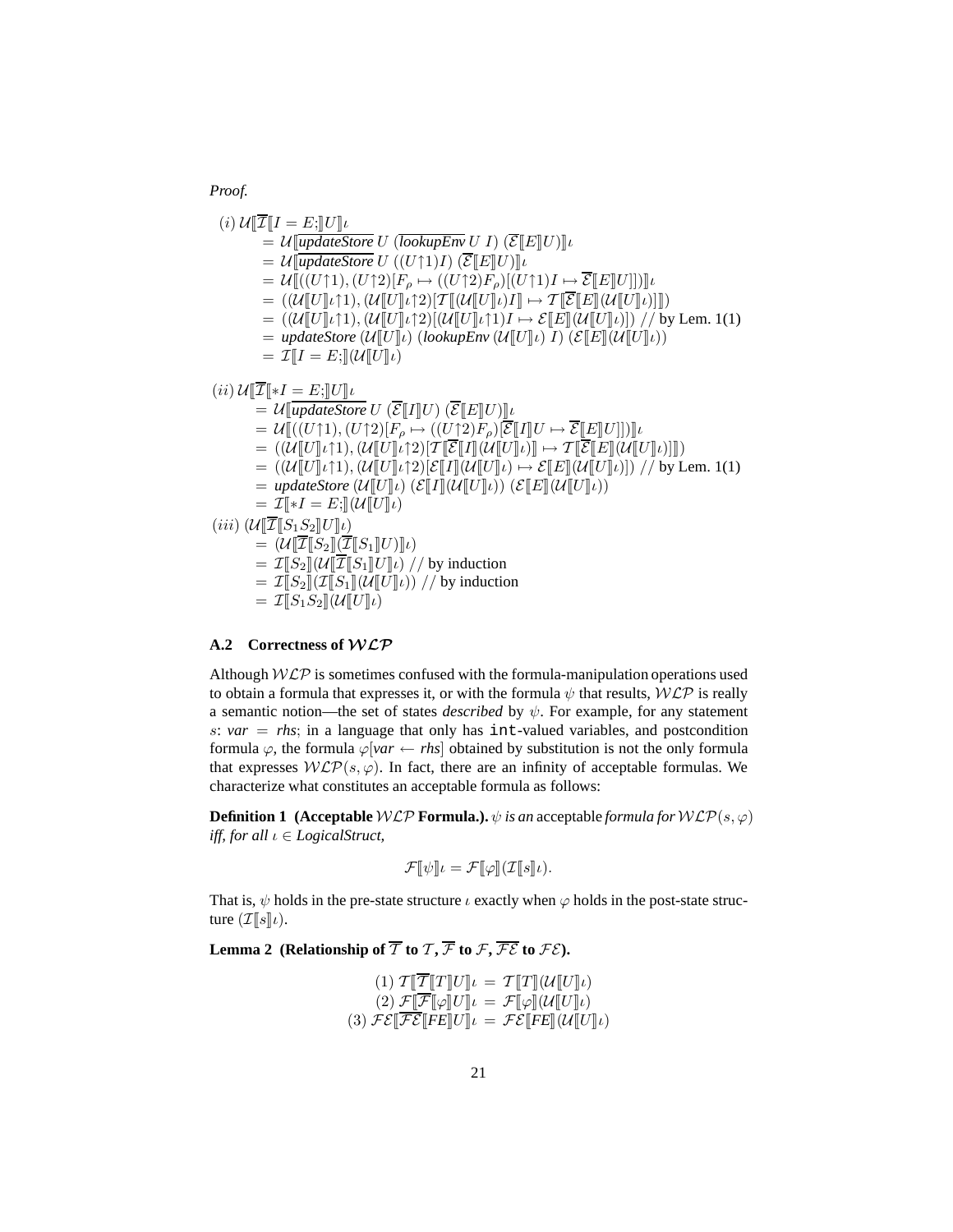*Proof.*

$$
\begin{aligned}
(i)\ &\mathcal{U}[\![\overline{\mathcal{I}}[\![I = E;]\!]U]\!]\iota \\
&= \mathcal{U}[\![\overline{\mathit{updateStore}}\ U\ (\overline{\mathit{lookupEnv}}\ U\ I)\ (\overline{\mathcal{E}}[\![E]\!]U)]\!]\iota \\
&= \mathcal{U}[\![\overline{\mathit{updateStore}}\ U\ ((U{\uparrow}1)I)\ (\overline{\mathcal{E}}[\![E]\!]U)]\!]\iota \\
&= \mathcal{U}[\![((U{\uparrow}1), (U{\uparrow}2)[F_\rho \mapsto ((U{\uparrow}2)F_\rho)[(U{\uparrow}1)I \mapsto \overline{\mathcal{E}}[\![E]\!]U]])]\!]\iota \\
&= ((\mathcal{U}[\![U]\!]\iota{\uparrow}1), (\mathcal{U}[\![U]\!]\iota{\uparrow}2)[\mathcal{T}[\![(\mathcal{U}[\![U]\!]\iota)I]\!] \mapsto \mathcal{T}[\![\overline{\mathcal{E}}[\![E]\!](\mathcal{U}[\![U]\!]\iota)]\!]]) \\
&= ((\mathcal{U}[\![U]\!]\iota{\uparrow}1), (\mathcal{U}[\![U]\!]\iota{\uparrow}2)[(\mathcal{U}[\![U]\!]\iota{\uparrow}1)I \mapsto \mathcal{E}[\![E]\!](\mathcal{U}[\![U]\!]\iota)])\ \text{// by Lem. 1(1)} \\
&= \mathit{updateStore}\ (\mathcal{U}[\![U]\!]\iota)\ (\mathit{lookupEnv}\ (\mathcal{U}[\![U]\!]\iota)\ I)\ (\mathcal{E}[\![E]\!](\mathcal{U}[\![U]\!]\iota)) \\
&= \mathcal{I}[\![I = E;]\!](\mathcal{U}[\![U]\!]\iota)
\end{aligned}
$$

$$
\begin{aligned}
(ii)\ &\mathcal{U}[\![\overline{\mathcal{I}}[\![*I = E;]\!]U]\!]\iota \\
&= \mathcal{U}[\![\overline{\mathit{updateStore}}\ U\ (\overline{\mathcal{E}}[\![I]\!]U)\ (\overline{\mathcal{E}}[\![E]\!]U)]\!]\iota \\
&= \mathcal{U}[\![((U{\uparrow}1), (U{\uparrow}2)[F_\rho \mapsto ((U{\uparrow}2)F_\rho)[\overline{\mathcal{E}}[\![I]\!]U \mapsto \overline{\mathcal{E}}[\![E]\!]U]])]\!]\iota \\
&= ((\mathcal{U}[\![U]\!]\iota{\uparrow}1), (\mathcal{U}[\![U]\!]\iota{\uparrow}2)[\mathcal{T}[\![\overline{\mathcal{E}}[\![I]\!](\mathcal{U}[\![U]\!]\iota)]\!] \mapsto \mathcal{T}[\![\overline{\mathcal{E}}[\![E]\!](\mathcal{U}[\![U]\!]\iota)]\!]]) \\
&= ((\mathcal{U}[\![U]\!]\iota{\uparrow}1), (\mathcal{U}[\![U]\!]\iota{\uparrow}2)[\mathcal{E}[\![I]\!](\mathcal{U}[\![U]\!]\iota) \mapsto \mathcal{E}[\![E]\!](\mathcal{U}[\![U]\!]\iota)])\ \text{// by Lem. 1(1)} \\
&= \mathit{updateStore}\ (\mathcal{U}[\![U]\!]\iota)\ (\mathcal{E}[\![I]\!](\mathcal{U}[\![U]\!]\iota))\ (\mathcal{E}[\![E]\!](\mathcal{U}[\![U]\!]\iota)) \\
&= \mathcal{I}[\![*I = E;]\!](\mathcal{U}[\![U]\!]\iota)
\end{aligned}
$$

$$
\begin{aligned}
(iii)\ &(\mathcal{U}[\![\overline{\mathcal{I}}[\![S_1 S_2]\!]U]\!]\iota) \\
&= (\mathcal{U}[\![\overline{\mathcal{I}}[\![S_2]\!](\overline{\mathcal{I}}[\![S_1]\!]U)]\!]\iota) \\
&= \mathcal{I}[\![S_2]\!](\mathcal{U}[\![\overline{\mathcal{I}}[\![S_1]\!]U]\!]\iota)\ \text{// by induction} \\
&= \mathcal{I}[\![S_2]\!](\mathcal{I}[\![S_1]\!](\mathcal{U}[\![U]\!]\iota))\ \text{// by induction} \\
&= \mathcal{I}[\![S_1 S_2]\!](\mathcal{U}[\![U]\!]\iota)
\end{aligned}
$$

### A.2 Correctness of $\mathcal{WLP}$

Although $\mathcal{WLP}$ is sometimes confused with the formula-manipulation operations used to obtain a formula that expresses it, or with the formula $\psi$ that results, $\mathcal{WLP}$ is really a semantic notion—the set of states *described* by $\psi$. For example, for any statement $s$: *var* = *rhs*; in a language that only has `int`-valued variables, and postcondition formula $\varphi$, the formula $\varphi[\mathit{var} \leftarrow \mathit{rhs}]$ obtained by substitution is not the only formula that expresses $\mathcal{WLP}(s, \varphi)$. In fact, there are an infinity of acceptable formulas. We characterize what constitutes an acceptable formula as follows:

**Definition 1 (Acceptable $\mathcal{WLP}$ Formula.).** *$\psi$ is an* acceptable *formula for $\mathcal{WLP}(s, \varphi)$ iff, for all $\iota \in \mathit{LogicalStruct}$,*

$$\mathcal{F}[\![\psi]\!]\iota = \mathcal{F}[\![\varphi]\!](\mathcal{I}[\![s]\!]\iota).$$

That is, $\psi$ holds in the pre-state structure $\iota$ exactly when $\varphi$ holds in the post-state structure $(\mathcal{I}[\![s]\!]\iota)$.

**Lemma 2 (Relationship of $\overline{\mathcal{T}}$ to $\mathcal{T}$, $\overline{\mathcal{F}}$ to $\mathcal{F}$, $\overline{\mathcal{FE}}$ to $\mathcal{FE}$).**

$$
\begin{aligned}
(1)\ \mathcal{T}[\![\overline{\mathcal{T}}[\![T]\!]U]\!]\iota &= \mathcal{T}[\![T]\!](\mathcal{U}[\![U]\!]\iota) \\
(2)\ \mathcal{F}[\![\overline{\mathcal{F}}[\![\varphi]\!]U]\!]\iota &= \mathcal{F}[\![\varphi]\!](\mathcal{U}[\![U]\!]\iota) \\
(3)\ \mathcal{FE}[\![\overline{\mathcal{FE}}[\![\mathit{FE}]\!]U]\!]\iota &= \mathcal{FE}[\![\mathit{FE}]\!](\mathcal{U}[\![U]\!]\iota)
\end{aligned}
$$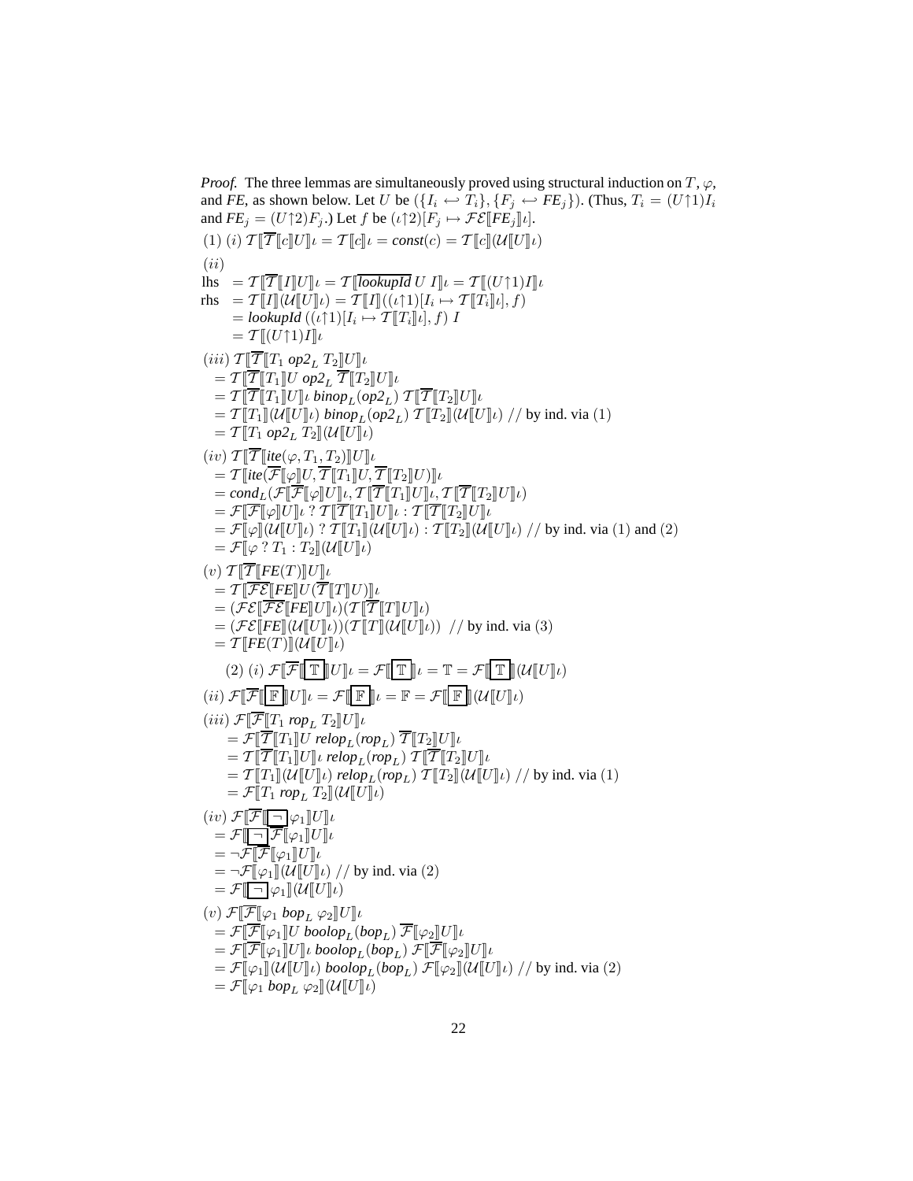*Proof.* The three lemmas are simultaneously proved using structural induction on $T$, $\varphi$, and *FE*, as shown below. Let $U$ be $(\{I_i \hookleftarrow T_i\}, \{F_j \hookleftarrow FE_j\})$. (Thus, $T_i = (U{\uparrow}1)I_i$ and $FE_j = (U{\uparrow}2)F_j$.) Let $f$ be $(\iota{\uparrow}2)[F_j \mapsto \mathcal{FE}[\![FE_j]\!]\iota]$.

(1) $(i)$ $\mathcal{T}[\![\overline{\mathcal{T}}[\![c]\!]U]\!]\iota = \mathcal{T}[\![c]\!]\iota = \mathit{const}(c) = \mathcal{T}[\![c]\!](\mathcal{U}[\![U]\!]\iota)$

$(ii)$

$$
\begin{aligned}
\text{lhs} &= \mathcal{T}[\![\overline{\mathcal{T}}[\![I]\!]U]\!]\iota = \mathcal{T}[\![\overline{\mathit{lookupId}}\ U\ I]\!]\iota = \mathcal{T}[\![(U{\uparrow}1)I]\!]\iota \\
\text{rhs} &= \mathcal{T}[\![I]\!](\mathcal{U}[\![U]\!]\iota) = \mathcal{T}[\![I]\!]((\iota{\uparrow}1)[I_i \mapsto \mathcal{T}[\![T_i]\!]\iota], f) \\
&= \mathit{lookupId}\ ((\iota{\uparrow}1)[I_i \mapsto \mathcal{T}[\![T_i]\!]\iota], f)\ I \\
&= \mathcal{T}[\![(U{\uparrow}1)I]\!]\iota
\end{aligned}
$$

$(iii)$ $\mathcal{T}[\![\overline{\mathcal{T}}[\![T_1\ \mathit{op2}_L\ T_2]\!]U]\!]\iota$

$$
\begin{aligned}
&= \mathcal{T}[\![\overline{\mathcal{T}}[\![T_1]\!]U\ \mathit{op2}_L\ \overline{\mathcal{T}}[\![T_2]\!]U]\!]\iota \\
&= \mathcal{T}[\![\overline{\mathcal{T}}[\![T_1]\!]U]\!]\iota\ \mathit{binop}_L(\mathit{op2}_L)\ \mathcal{T}[\![\overline{\mathcal{T}}[\![T_2]\!]U]\!]\iota \\
&= \mathcal{T}[\![T_1]\!](\mathcal{U}[\![U]\!]\iota)\ \mathit{binop}_L(\mathit{op2}_L)\ \mathcal{T}[\![T_2]\!](\mathcal{U}[\![U]\!]\iota) \ \text{// by ind. via (1)} \\
&= \mathcal{T}[\![T_1\ \mathit{op2}_L\ T_2]\!](\mathcal{U}[\![U]\!]\iota)
\end{aligned}
$$

$(iv)$ $\mathcal{T}[\![\overline{\mathcal{T}}[\![\mathit{ite}(\varphi, T_1, T_2)]\!]U]\!]\iota$

$$
\begin{aligned}
&= \mathcal{T}[\![\mathit{ite}(\overline{\mathcal{F}}[\![\varphi]\!]U, \overline{\mathcal{T}}[\![T_1]\!]U, \overline{\mathcal{T}}[\![T_2]\!]U)]\!]\iota \\
&= \mathit{cond}_L(\mathcal{F}[\![\overline{\mathcal{F}}[\![\varphi]\!]U]\!]\iota, \mathcal{T}[\![\overline{\mathcal{T}}[\![T_1]\!]U]\!]\iota, \mathcal{T}[\![\overline{\mathcal{T}}[\![T_2]\!]U]\!]\iota) \\
&= \mathcal{F}[\![\overline{\mathcal{F}}[\![\varphi]\!]U]\!]\iota\ ?\ \mathcal{T}[\![\overline{\mathcal{T}}[\![T_1]\!]U]\!]\iota : \mathcal{T}[\![\overline{\mathcal{T}}[\![T_2]\!]U]\!]\iota \\
&= \mathcal{F}[\![\varphi]\!](\mathcal{U}[\![U]\!]\iota)\ ?\ \mathcal{T}[\![T_1]\!](\mathcal{U}[\![U]\!]\iota) : \mathcal{T}[\![T_2]\!](\mathcal{U}[\![U]\!]\iota) \ \text{// by ind. via (1) and (2)} \\
&= \mathcal{F}[\![\varphi\ ?\ T_1 : T_2]\!](\mathcal{U}[\![U]\!]\iota)
\end{aligned}
$$

$(v)$ $\mathcal{T}[\![\overline{\mathcal{T}}[\![\mathit{FE}(T)]\!]U]\!]\iota$

$$
\begin{aligned}
&= \mathcal{T}[\![\overline{\mathcal{FE}}[\![\mathit{FE}]\!]U(\overline{\mathcal{T}}[\![T]\!]U)]\!]\iota \\
&= (\mathcal{FE}[\![\overline{\mathcal{FE}}[\![\mathit{FE}]\!]U]\!]\iota)(\mathcal{T}[\![\overline{\mathcal{T}}[\![T]\!]U]\!]\iota) \\
&= (\mathcal{FE}[\![\mathit{FE}]\!](\mathcal{U}[\![U]\!]\iota))(\mathcal{T}[\![T]\!](\mathcal{U}[\![U]\!]\iota)) \ \text{// by ind. via (3)} \\
&= \mathcal{T}[\![\mathit{FE}(T)]\!](\mathcal{U}[\![U]\!]\iota)
\end{aligned}
$$

(2) $(i)$ $\mathcal{F}[\![\overline{\mathcal{F}}[\![\boxed{\mathbb{T}}]\!]U]\!]\iota = \mathcal{F}[\![\boxed{\mathbb{T}}]\!]\iota = \mathbb{T} = \mathcal{F}[\![\boxed{\mathbb{T}}]\!](\mathcal{U}[\![U]\!]\iota)$

$(ii)$ $\mathcal{F}[\![\overline{\mathcal{F}}[\![\boxed{\mathbb{F}}]\!]U]\!]\iota = \mathcal{F}[\![\boxed{\mathbb{F}}]\!]\iota = \mathbb{F} = \mathcal{F}[\![\boxed{\mathbb{F}}]\!](\mathcal{U}[\![U]\!]\iota)$

$(iii)$ $\mathcal{F}[\![\overline{\mathcal{F}}[\![T_1\ \mathit{rop}_L\ T_2]\!]U]\!]\iota$

$$
\begin{aligned}
&= \mathcal{F}[\![\overline{\mathcal{T}}[\![T_1]\!]U\ \mathit{relop}_L(\mathit{rop}_L)\ \overline{\mathcal{T}}[\![T_2]\!]U]\!]\iota \\
&= \mathcal{T}[\![\overline{\mathcal{T}}[\![T_1]\!]U]\!]\iota\ \mathit{relop}_L(\mathit{rop}_L)\ \mathcal{T}[\![\overline{\mathcal{T}}[\![T_2]\!]U]\!]\iota \\
&= \mathcal{T}[\![T_1]\!](\mathcal{U}[\![U]\!]\iota)\ \mathit{relop}_L(\mathit{rop}_L)\ \mathcal{T}[\![T_2]\!](\mathcal{U}[\![U]\!]\iota) \ \text{// by ind. via (1)} \\
&= \mathcal{F}[\![T_1\ \mathit{rop}_L\ T_2]\!](\mathcal{U}[\![U]\!]\iota)
\end{aligned}
$$

$(iv)$ $\mathcal{F}[\![\overline{\mathcal{F}}[\![\boxed{\neg}\,\varphi_1]\!]U]\!]\iota$

$$
\begin{aligned}
&= \mathcal{F}[\![\boxed{\neg}\,\overline{\mathcal{F}}[\![\varphi_1]\!]U]\!]\iota \\
&= \neg\mathcal{F}[\![\overline{\mathcal{F}}[\![\varphi_1]\!]U]\!]\iota \\
&= \neg\mathcal{F}[\![\varphi_1]\!](\mathcal{U}[\![U]\!]\iota) \ \text{// by ind. via (2)} \\
&= \mathcal{F}[\![\boxed{\neg}\,\varphi_1]\!](\mathcal{U}[\![U]\!]\iota)
\end{aligned}
$$

$(v)$ $\mathcal{F}[\![\overline{\mathcal{F}}[\![\varphi_1\ \mathit{bop}_L\ \varphi_2]\!]U]\!]\iota$

$$
\begin{aligned}
&= \mathcal{F}[\![\overline{\mathcal{F}}[\![\varphi_1]\!]U\ \mathit{boolop}_L(\mathit{bop}_L)\ \overline{\mathcal{F}}[\![\varphi_2]\!]U]\!]\iota \\
&= \mathcal{F}[\![\overline{\mathcal{F}}[\![\varphi_1]\!]U]\!]\iota\ \mathit{boolop}_L(\mathit{bop}_L)\ \mathcal{F}[\![\overline{\mathcal{F}}[\![\varphi_2]\!]U]\!]\iota \\
&= \mathcal{F}[\![\varphi_1]\!](\mathcal{U}[\![U]\!]\iota)\ \mathit{boolop}_L(\mathit{bop}_L)\ \mathcal{F}[\![\varphi_2]\!](\mathcal{U}[\![U]\!]\iota) \ \text{// by ind. via (2)} \\
&= \mathcal{F}[\![\varphi_1\ \mathit{bop}_L\ \varphi_2]\!](\mathcal{U}[\![U]\!]\iota)
\end{aligned}
$$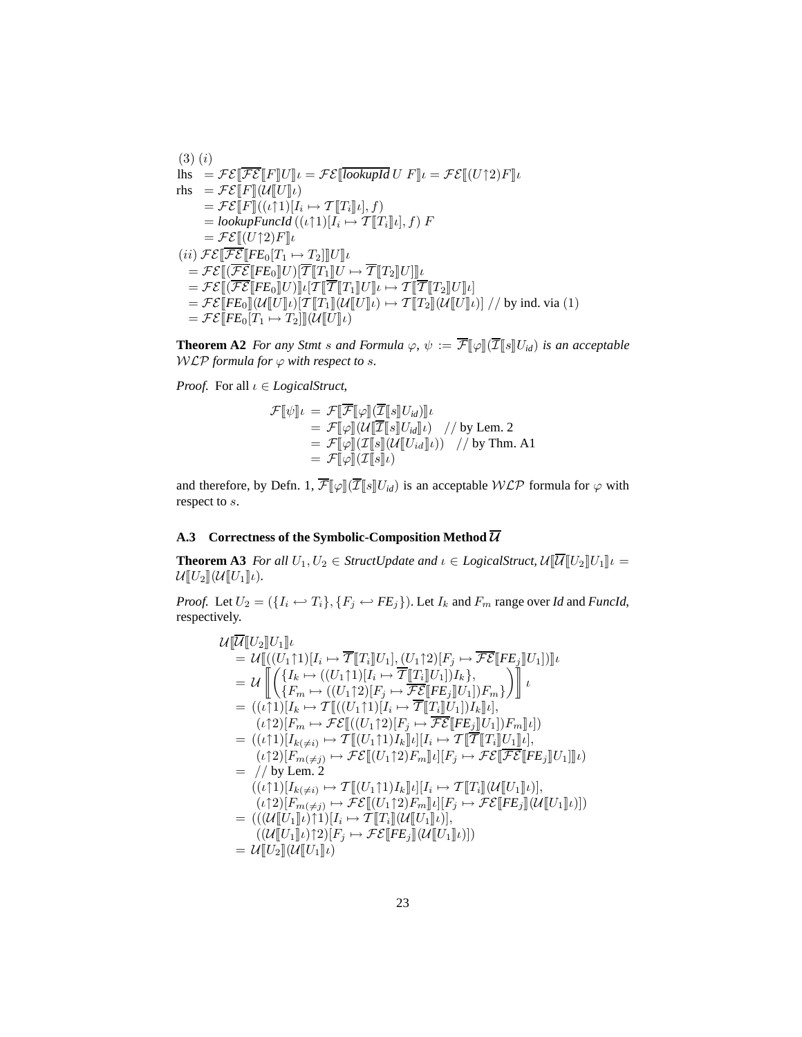(3) $(i)$

$$
\begin{aligned}
\text{lhs} &= \mathcal{FE}[\![\overline{\mathcal{FE}}[\![F]\!]U]\!]\iota = \mathcal{FE}[\![\overline{\textit{lookupId}}\,U\ F]\!]\iota = \mathcal{FE}[\![(U{\uparrow}2)F]\!]\iota \\
\text{rhs} &= \mathcal{FE}[\![F]\!](\mathcal{U}[\![U]\!]\iota) \\
&= \mathcal{FE}[\![F]\!]((\iota{\uparrow}1)[I_i \mapsto \mathcal{T}[\![T_i]\!]\iota], f) \\
&= \textit{lookupFuncId}\,((\iota{\uparrow}1)[I_i \mapsto \mathcal{T}[\![T_i]\!]\iota], f)\ F \\
&= \mathcal{FE}[\![(U{\uparrow}2)F]\!]\iota
\end{aligned}
$$

$(ii)$

$$
\begin{aligned}
&\mathcal{FE}[\![\overline{\mathcal{FE}}[\![FE_0[T_1 \mapsto T_2]]\!]U]\!]\iota \\
&= \mathcal{FE}[\![(\overline{\mathcal{FE}}[\![FE_0]\!]U)[\overline{\mathcal{T}}[\![T_1]\!]U \mapsto \overline{\mathcal{T}}[\![T_2]\!]U]]\!]\iota \\
&= \mathcal{FE}[\![(\overline{\mathcal{FE}}[\![FE_0]\!]U)]\!]\iota[\mathcal{T}[\![\overline{\mathcal{T}}[\![T_1]\!]U]\!]\iota \mapsto \mathcal{T}[\![\overline{\mathcal{T}}[\![T_2]\!]U]\!]\iota] \\
&= \mathcal{FE}[\![FE_0]\!](\mathcal{U}[\![U]\!]\iota)[\mathcal{T}[\![T_1]\!](\mathcal{U}[\![U]\!]\iota) \mapsto \mathcal{T}[\![T_2]\!](\mathcal{U}[\![U]\!]\iota)] \quad \text{// by ind. via (1)} \\
&= \mathcal{FE}[\![FE_0[T_1 \mapsto T_2]]\!](\mathcal{U}[\![U]\!]\iota)
\end{aligned}
$$

**Theorem A2** *For any Stmt $s$ and Formula $\varphi$, $\psi := \overline{\mathcal{F}}[\![\varphi]\!](\overline{\mathcal{I}}[\![s]\!]U_{id})$ is an acceptable $\mathcal{WLP}$ formula for $\varphi$ with respect to $s$.*

*Proof.* For all $\iota \in \textit{LogicalStruct}$,

$$
\begin{aligned}
\mathcal{F}[\![\psi]\!]\iota &= \mathcal{F}[\![\overline{\mathcal{F}}[\![\varphi]\!](\overline{\mathcal{I}}[\![s]\!]U_{id})]\!]\iota \\
&= \mathcal{F}[\![\varphi]\!](\mathcal{U}[\![\overline{\mathcal{I}}[\![s]\!]U_{id}]\!]\iota) \quad \text{// by Lem. 2} \\
&= \mathcal{F}[\![\varphi]\!](\mathcal{I}[\![s]\!](\mathcal{U}[\![U_{id}]\!]\iota)) \quad \text{// by Thm. A1} \\
&= \mathcal{F}[\![\varphi]\!](\mathcal{I}[\![s]\!]\iota)
\end{aligned}
$$

and therefore, by Defn. 1, $\overline{\mathcal{F}}[\![\varphi]\!](\overline{\mathcal{I}}[\![s]\!]U_{id})$ is an acceptable $\mathcal{WLP}$ formula for $\varphi$ with respect to $s$.

### A.3 Correctness of the Symbolic-Composition Method $\overline{\mathcal{U}}$

**Theorem A3** *For all $U_1, U_2 \in \textit{StructUpdate}$ and $\iota \in \textit{LogicalStruct}$, $\mathcal{U}[\![\overline{\mathcal{U}}[\![U_2]\!]U_1]\!]\iota = \mathcal{U}[\![U_2]\!](\mathcal{U}[\![U_1]\!]\iota)$.*

*Proof.* Let $U_2 = (\{I_i \hookleftarrow T_i\}, \{F_j \hookleftarrow FE_j\})$. Let $I_k$ and $F_m$ range over *Id* and *FuncId*, respectively.

$$
\begin{aligned}
&\mathcal{U}[\![\overline{\mathcal{U}}[\![U_2]\!]U_1]\!]\iota \\
&= \mathcal{U}[\![((U_1{\uparrow}1)[I_i \mapsto \overline{\mathcal{T}}[\![T_i]\!]U_1], (U_1{\uparrow}2)[F_j \mapsto \overline{\mathcal{FE}}[\![FE_j]\!]U_1])]\!]\iota \\
&= \mathcal{U}\left[\!\!\left[\begin{pmatrix}\{I_k \mapsto ((U_1{\uparrow}1)[I_i \mapsto \overline{\mathcal{T}}[\![T_i]\!]U_1])I_k\}, \\ \{F_m \mapsto ((U_1{\uparrow}2)[F_j \mapsto \overline{\mathcal{FE}}[\![FE_j]\!]U_1])F_m\}\end{pmatrix}\right]\!\!\right]\iota \\
&= ((\iota{\uparrow}1)[I_k \mapsto \mathcal{T}[\![((U_1{\uparrow}1)[I_i \mapsto \overline{\mathcal{T}}[\![T_i]\!]U_1])I_k]\!]\iota], \\
&\qquad (\iota{\uparrow}2)[F_m \mapsto \mathcal{FE}[\![((U_1{\uparrow}2)[F_j \mapsto \overline{\mathcal{FE}}[\![FE_j]\!]U_1])F_m]\!]\iota]) \\
&= ((\iota{\uparrow}1)[I_{k(\neq i)} \mapsto \mathcal{T}[\![(U_1{\uparrow}1)I_k]\!]\iota][I_i \mapsto \mathcal{T}[\![\overline{\mathcal{T}}[\![T_i]\!]U_1]\!]\iota], \\
&\qquad (\iota{\uparrow}2)[F_{m(\neq j)} \mapsto \mathcal{FE}[\![(U_1{\uparrow}2)F_m]\!]\iota][F_j \mapsto \mathcal{FE}[\![\overline{\mathcal{FE}}[\![FE_j]\!]U_1]\!]\iota]) \\
&= \text{// by Lem. 2} \\
&\qquad ((\iota{\uparrow}1)[I_{k(\neq i)} \mapsto \mathcal{T}[\![(U_1{\uparrow}1)I_k]\!]\iota][I_i \mapsto \mathcal{T}[\![T_i]\!](\mathcal{U}[\![U_1]\!]\iota)], \\
&\qquad (\iota{\uparrow}2)[F_{m(\neq j)} \mapsto \mathcal{FE}[\![(U_1{\uparrow}2)F_m]\!]\iota][F_j \mapsto \mathcal{FE}[\![FE_j]\!](\mathcal{U}[\![U_1]\!]\iota)]) \\
&= (((\mathcal{U}[\![U_1]\!]\iota){\uparrow}1)[I_i \mapsto \mathcal{T}[\![T_i]\!](\mathcal{U}[\![U_1]\!]\iota)], \\
&\qquad ((\mathcal{U}[\![U_1]\!]\iota){\uparrow}2)[F_j \mapsto \mathcal{FE}[\![FE_j]\!](\mathcal{U}[\![U_1]\!]\iota)]) \\
&= \mathcal{U}[\![U_2]\!](\mathcal{U}[\![U_1]\!]\iota)
\end{aligned}
$$